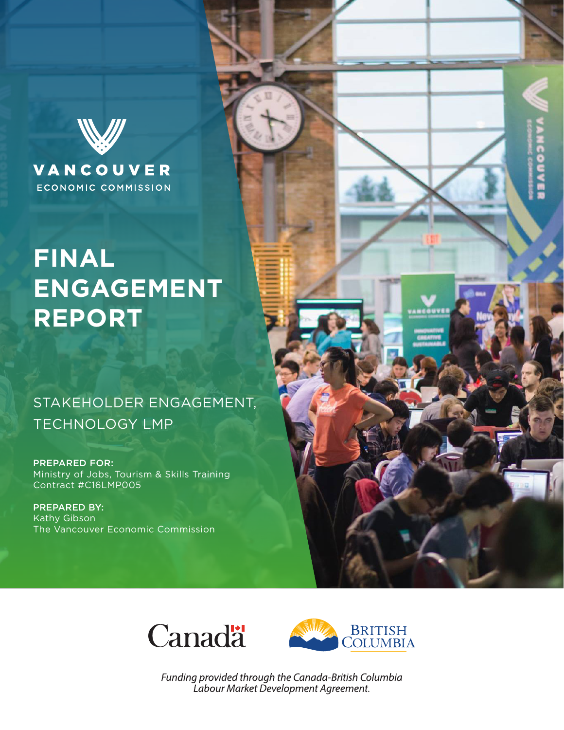VANCOUVER
ECONOMIC COMMISSION

# FINAL ENGAGEMENT REPORT

## STAKEHOLDER ENGAGEMENT, TECHNOLOGY LMP

**PREPARED FOR:**
Ministry of Jobs, Tourism & Skills Training
Contract #C16LMP005

**PREPARED BY:**
Kathy Gibson
The Vancouver Economic Commission

Canada

British Columbia

*Funding provided through the Canada-British Columbia Labour Market Development Agreement.*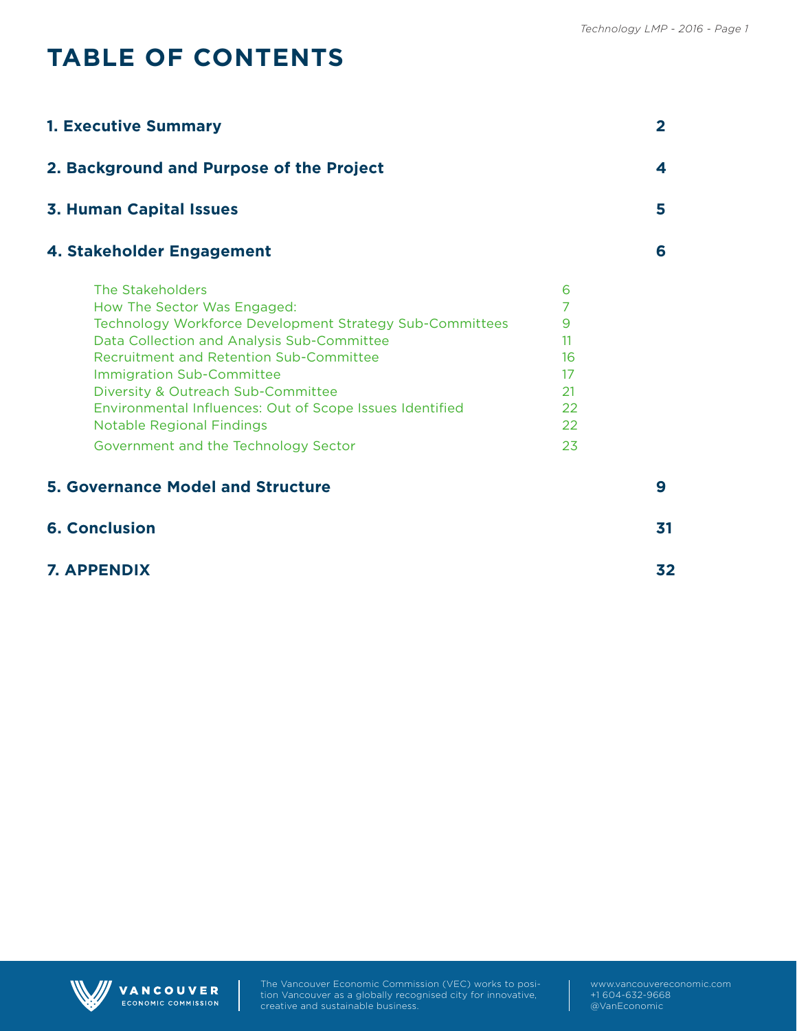# TABLE OF CONTENTS

| | |
|---|---|
| **1. Executive Summary** | **2** |
| **2. Background and Purpose of the Project** | **4** |
| **3. Human Capital Issues** | **5** |
| **4. Stakeholder Engagement** | **6** |
| The Stakeholders | 6 |
| How The Sector Was Engaged: | 7 |
| Technology Workforce Development Strategy Sub-Committees | 9 |
| Data Collection and Analysis Sub-Committee | 11 |
| Recruitment and Retention Sub-Committee | 16 |
| Immigration Sub-Committee | 17 |
| Diversity & Outreach Sub-Committee | 21 |
| Environmental Influences: Out of Scope Issues Identified | 22 |
| Notable Regional Findings | 22 |
| Government and the Technology Sector | 23 |
| **5. Governance Model and Structure** | **9** |
| **6. Conclusion** | **31** |
| **7. APPENDIX** | **32** |

The Vancouver Economic Commission (VEC) works to position Vancouver as a globally recognised city for innovative, creative and sustainable business.

www.vancouvereconomic.com
+1 604-632-9668
@VanEconomic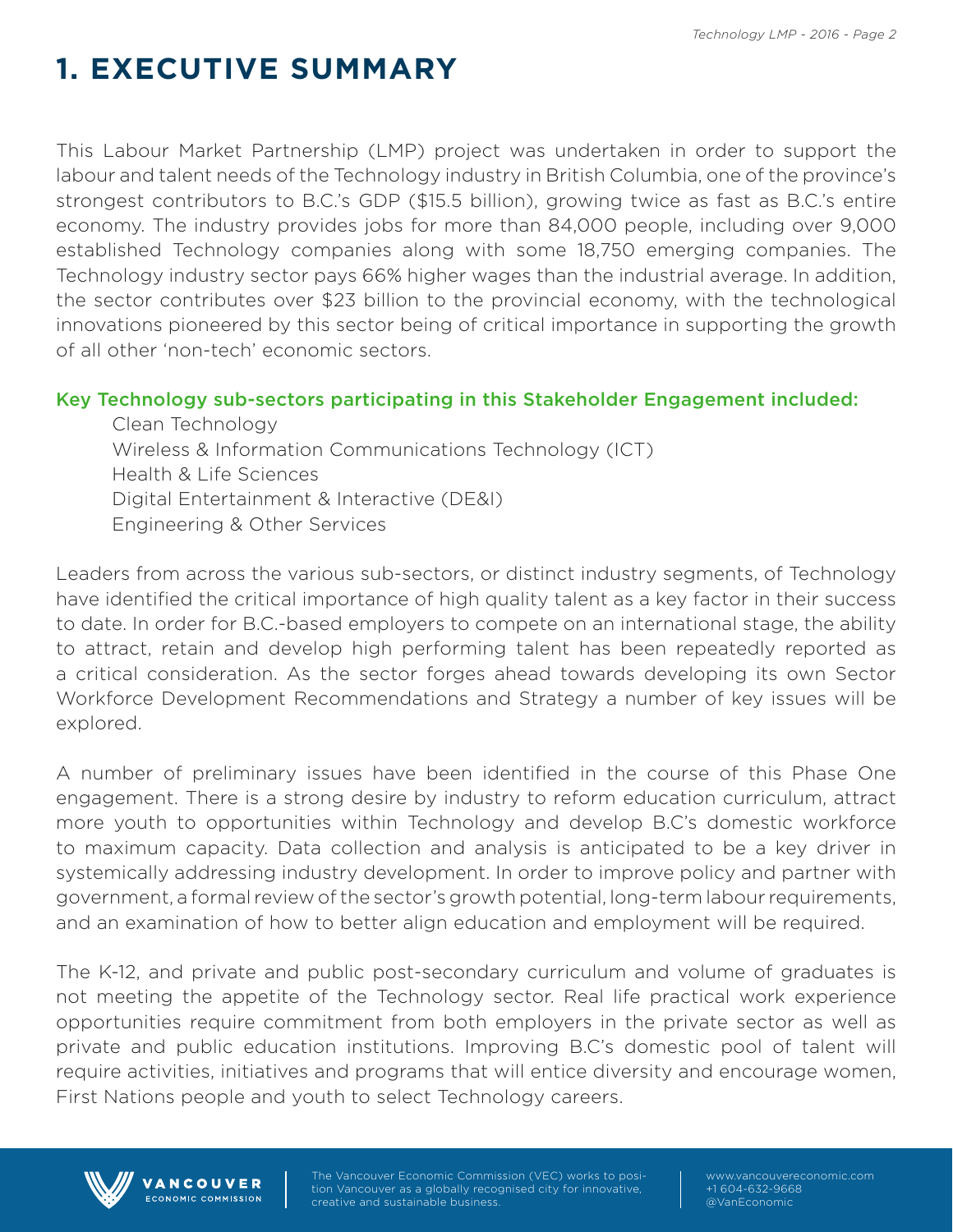# 1. EXECUTIVE SUMMARY

This Labour Market Partnership (LMP) project was undertaken in order to support the labour and talent needs of the Technology industry in British Columbia, one of the province's strongest contributors to B.C.'s GDP ($15.5 billion), growing twice as fast as B.C.'s entire economy. The industry provides jobs for more than 84,000 people, including over 9,000 established Technology companies along with some 18,750 emerging companies. The Technology industry sector pays 66% higher wages than the industrial average. In addition, the sector contributes over $23 billion to the provincial economy, with the technological innovations pioneered by this sector being of critical importance in supporting the growth of all other 'non-tech' economic sectors.

**Key Technology sub-sectors participating in this Stakeholder Engagement included:**

- Clean Technology
- Wireless & Information Communications Technology (ICT)
- Health & Life Sciences
- Digital Entertainment & Interactive (DE&I)
- Engineering & Other Services

Leaders from across the various sub-sectors, or distinct industry segments, of Technology have identified the critical importance of high quality talent as a key factor in their success to date. In order for B.C.-based employers to compete on an international stage, the ability to attract, retain and develop high performing talent has been repeatedly reported as a critical consideration. As the sector forges ahead towards developing its own Sector Workforce Development Recommendations and Strategy a number of key issues will be explored.

A number of preliminary issues have been identified in the course of this Phase One engagement. There is a strong desire by industry to reform education curriculum, attract more youth to opportunities within Technology and develop B.C's domestic workforce to maximum capacity. Data collection and analysis is anticipated to be a key driver in systemically addressing industry development. In order to improve policy and partner with government, a formal review of the sector's growth potential, long-term labour requirements, and an examination of how to better align education and employment will be required.

The K-12, and private and public post-secondary curriculum and volume of graduates is not meeting the appetite of the Technology sector. Real life practical work experience opportunities require commitment from both employers in the private sector as well as private and public education institutions. Improving B.C's domestic pool of talent will require activities, initiatives and programs that will entice diversity and encourage women, First Nations people and youth to select Technology careers.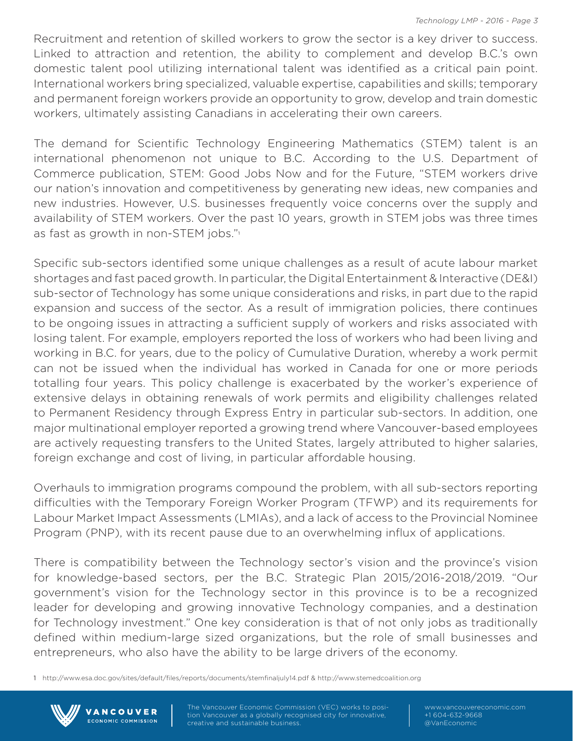Recruitment and retention of skilled workers to grow the sector is a key driver to success. Linked to attraction and retention, the ability to complement and develop B.C.'s own domestic talent pool utilizing international talent was identified as a critical pain point. International workers bring specialized, valuable expertise, capabilities and skills; temporary and permanent foreign workers provide an opportunity to grow, develop and train domestic workers, ultimately assisting Canadians in accelerating their own careers.

The demand for Scientific Technology Engineering Mathematics (STEM) talent is an international phenomenon not unique to B.C. According to the U.S. Department of Commerce publication, STEM: Good Jobs Now and for the Future, "STEM workers drive our nation's innovation and competitiveness by generating new ideas, new companies and new industries. However, U.S. businesses frequently voice concerns over the supply and availability of STEM workers. Over the past 10 years, growth in STEM jobs was three times as fast as growth in non-STEM jobs."[1]

Specific sub-sectors identified some unique challenges as a result of acute labour market shortages and fast paced growth. In particular, the Digital Entertainment & Interactive (DE&I) sub-sector of Technology has some unique considerations and risks, in part due to the rapid expansion and success of the sector. As a result of immigration policies, there continues to be ongoing issues in attracting a sufficient supply of workers and risks associated with losing talent. For example, employers reported the loss of workers who had been living and working in B.C. for years, due to the policy of Cumulative Duration, whereby a work permit can not be issued when the individual has worked in Canada for one or more periods totalling four years. This policy challenge is exacerbated by the worker's experience of extensive delays in obtaining renewals of work permits and eligibility challenges related to Permanent Residency through Express Entry in particular sub-sectors. In addition, one major multinational employer reported a growing trend where Vancouver-based employees are actively requesting transfers to the United States, largely attributed to higher salaries, foreign exchange and cost of living, in particular affordable housing.

Overhauls to immigration programs compound the problem, with all sub-sectors reporting difficulties with the Temporary Foreign Worker Program (TFWP) and its requirements for Labour Market Impact Assessments (LMIAs), and a lack of access to the Provincial Nominee Program (PNP), with its recent pause due to an overwhelming influx of applications.

There is compatibility between the Technology sector's vision and the province's vision for knowledge-based sectors, per the B.C. Strategic Plan 2015/2016-2018/2019. "Our government's vision for the Technology sector in this province is to be a recognized leader for developing and growing innovative Technology companies, and a destination for Technology investment." One key consideration is that of not only jobs as traditionally defined within medium-large sized organizations, but the role of small businesses and entrepreneurs, who also have the ability to be large drivers of the economy.

1 http://www.esa.doc.gov/sites/default/files/reports/documents/stemfinaljuly14.pdf & http://www.stemedcoalition.org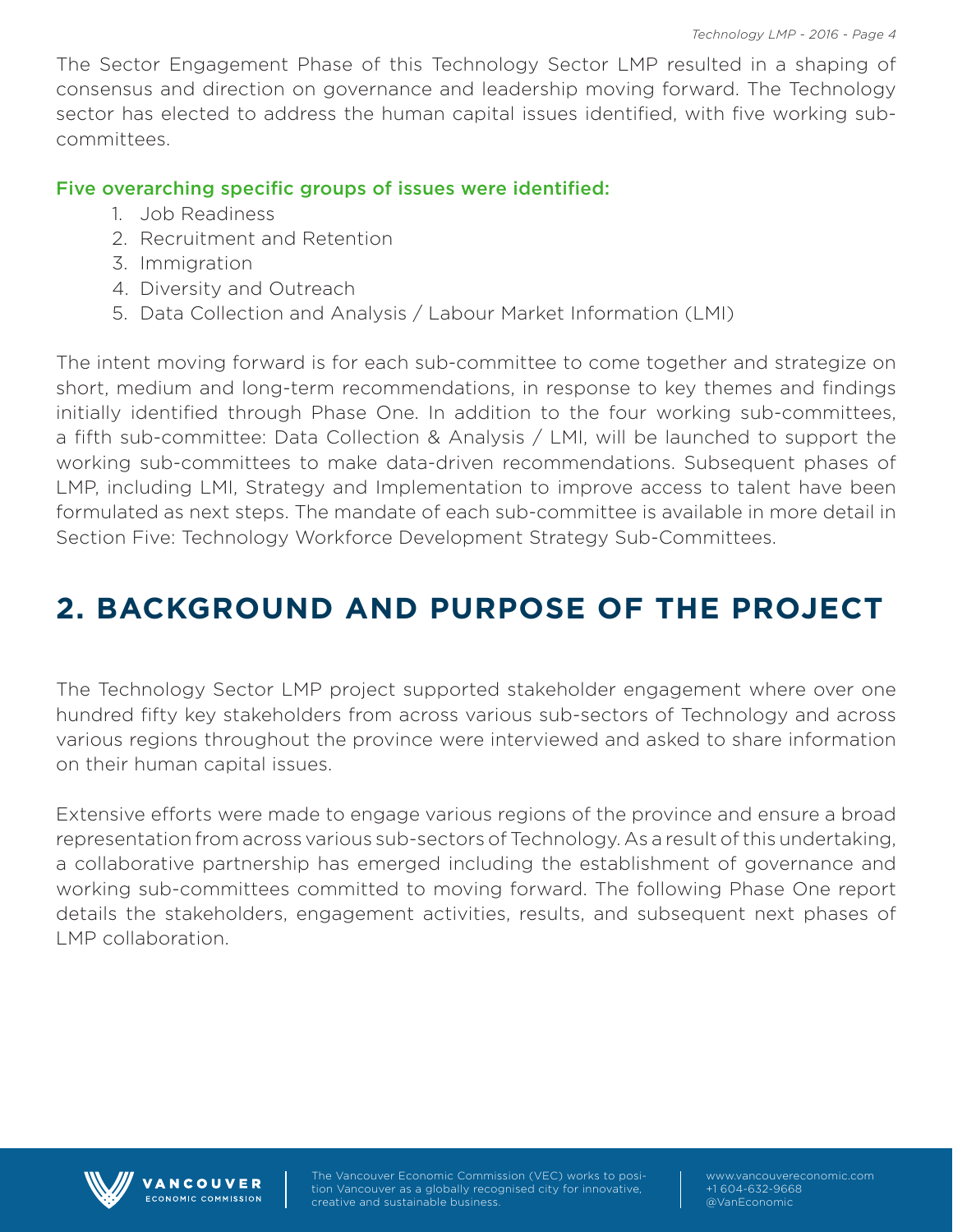The Sector Engagement Phase of this Technology Sector LMP resulted in a shaping of consensus and direction on governance and leadership moving forward. The Technology sector has elected to address the human capital issues identified, with five working sub-committees.

**Five overarching specific groups of issues were identified:**

1. Job Readiness
2. Recruitment and Retention
3. Immigration
4. Diversity and Outreach
5. Data Collection and Analysis / Labour Market Information (LMI)

The intent moving forward is for each sub-committee to come together and strategize on short, medium and long-term recommendations, in response to key themes and findings initially identified through Phase One. In addition to the four working sub-committees, a fifth sub-committee: Data Collection & Analysis / LMI, will be launched to support the working sub-committees to make data-driven recommendations. Subsequent phases of LMP, including LMI, Strategy and Implementation to improve access to talent have been formulated as next steps. The mandate of each sub-committee is available in more detail in Section Five: Technology Workforce Development Strategy Sub-Committees.

# 2. BACKGROUND AND PURPOSE OF THE PROJECT

The Technology Sector LMP project supported stakeholder engagement where over one hundred fifty key stakeholders from across various sub-sectors of Technology and across various regions throughout the province were interviewed and asked to share information on their human capital issues.

Extensive efforts were made to engage various regions of the province and ensure a broad representation from across various sub-sectors of Technology. As a result of this undertaking, a collaborative partnership has emerged including the establishment of governance and working sub-committees committed to moving forward. The following Phase One report details the stakeholders, engagement activities, results, and subsequent next phases of LMP collaboration.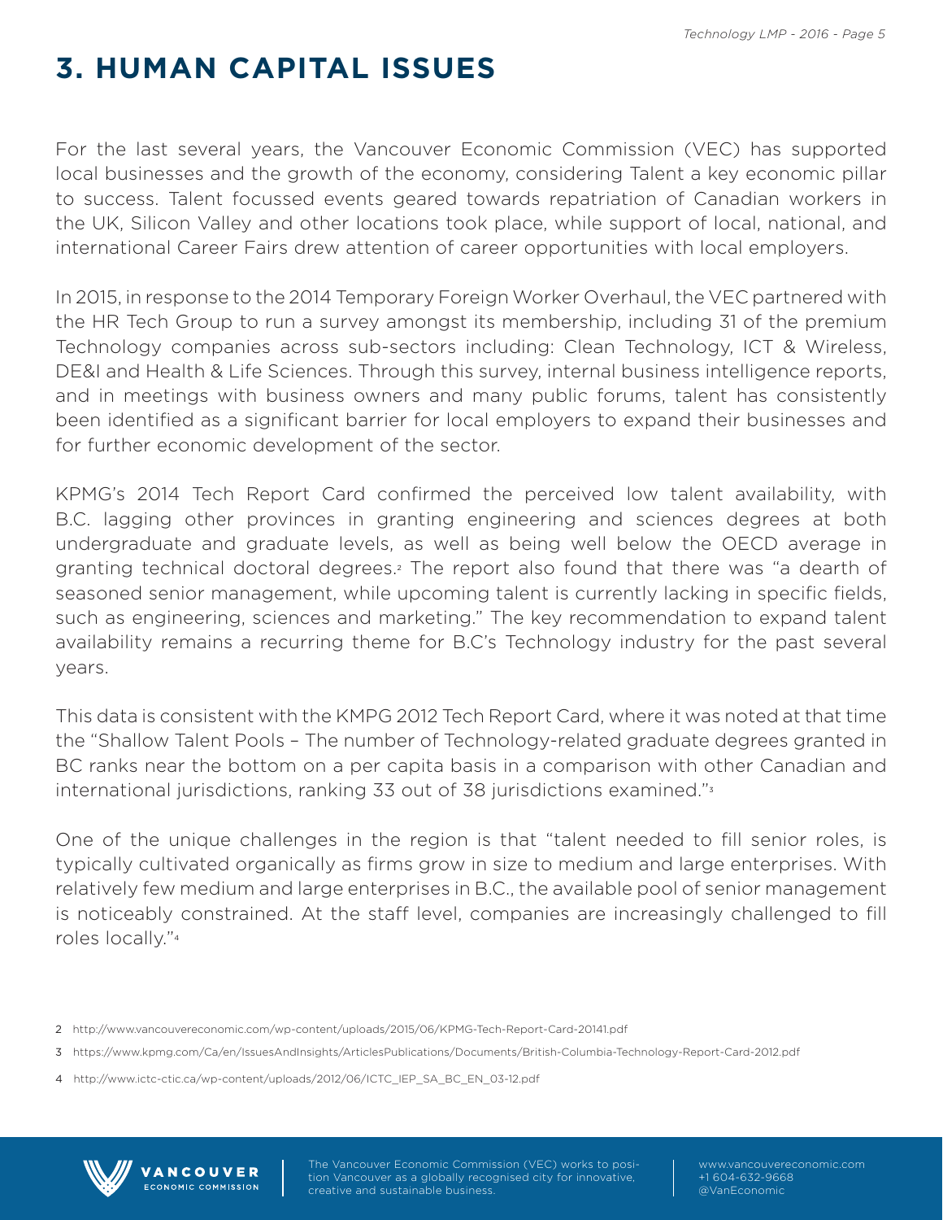# 3. HUMAN CAPITAL ISSUES

For the last several years, the Vancouver Economic Commission (VEC) has supported local businesses and the growth of the economy, considering Talent a key economic pillar to success. Talent focussed events geared towards repatriation of Canadian workers in the UK, Silicon Valley and other locations took place, while support of local, national, and international Career Fairs drew attention of career opportunities with local employers.

In 2015, in response to the 2014 Temporary Foreign Worker Overhaul, the VEC partnered with the HR Tech Group to run a survey amongst its membership, including 31 of the premium Technology companies across sub-sectors including: Clean Technology, ICT & Wireless, DE&I and Health & Life Sciences. Through this survey, internal business intelligence reports, and in meetings with business owners and many public forums, talent has consistently been identified as a significant barrier for local employers to expand their businesses and for further economic development of the sector.

KPMG's 2014 Tech Report Card confirmed the perceived low talent availability, with B.C. lagging other provinces in granting engineering and sciences degrees at both undergraduate and graduate levels, as well as being well below the OECD average in granting technical doctoral degrees.[2] The report also found that there was "a dearth of seasoned senior management, while upcoming talent is currently lacking in specific fields, such as engineering, sciences and marketing." The key recommendation to expand talent availability remains a recurring theme for B.C's Technology industry for the past several years.

This data is consistent with the KMPG 2012 Tech Report Card, where it was noted at that time the "Shallow Talent Pools – The number of Technology-related graduate degrees granted in BC ranks near the bottom on a per capita basis in a comparison with other Canadian and international jurisdictions, ranking 33 out of 38 jurisdictions examined."[3]

One of the unique challenges in the region is that "talent needed to fill senior roles, is typically cultivated organically as firms grow in size to medium and large enterprises. With relatively few medium and large enterprises in B.C., the available pool of senior management is noticeably constrained. At the staff level, companies are increasingly challenged to fill roles locally."[4]

2 http://www.vancouvereconomic.com/wp-content/uploads/2015/06/KPMG-Tech-Report-Card-20141.pdf

3 https://www.kpmg.com/Ca/en/IssuesAndInsights/ArticlesPublications/Documents/British-Columbia-Technology-Report-Card-2012.pdf

4 http://www.ictc-ctic.ca/wp-content/uploads/2012/06/ICTC_IEP_SA_BC_EN_03-12.pdf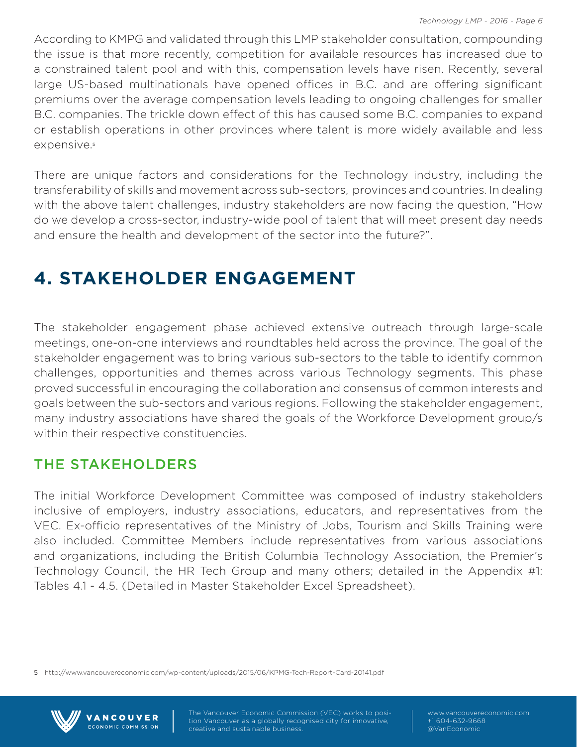According to KMPG and validated through this LMP stakeholder consultation, compounding the issue is that more recently, competition for available resources has increased due to a constrained talent pool and with this, compensation levels have risen. Recently, several large US-based multinationals have opened offices in B.C. and are offering significant premiums over the average compensation levels leading to ongoing challenges for smaller B.C. companies. The trickle down effect of this has caused some B.C. companies to expand or establish operations in other provinces where talent is more widely available and less expensive.[5]

There are unique factors and considerations for the Technology industry, including the transferability of skills and movement across sub-sectors, provinces and countries. In dealing with the above talent challenges, industry stakeholders are now facing the question, "How do we develop a cross-sector, industry-wide pool of talent that will meet present day needs and ensure the health and development of the sector into the future?".

# 4. STAKEHOLDER ENGAGEMENT

The stakeholder engagement phase achieved extensive outreach through large-scale meetings, one-on-one interviews and roundtables held across the province. The goal of the stakeholder engagement was to bring various sub-sectors to the table to identify common challenges, opportunities and themes across various Technology segments. This phase proved successful in encouraging the collaboration and consensus of common interests and goals between the sub-sectors and various regions. Following the stakeholder engagement, many industry associations have shared the goals of the Workforce Development group/s within their respective constituencies.

## THE STAKEHOLDERS

The initial Workforce Development Committee was composed of industry stakeholders inclusive of employers, industry associations, educators, and representatives from the VEC. Ex-officio representatives of the Ministry of Jobs, Tourism and Skills Training were also included. Committee Members include representatives from various associations and organizations, including the British Columbia Technology Association, the Premier's Technology Council, the HR Tech Group and many others; detailed in the Appendix #1: Tables 4.1 - 4.5. (Detailed in Master Stakeholder Excel Spreadsheet).

5 http://www.vancouvereconomic.com/wp-content/uploads/2015/06/KPMG-Tech-Report-Card-20141.pdf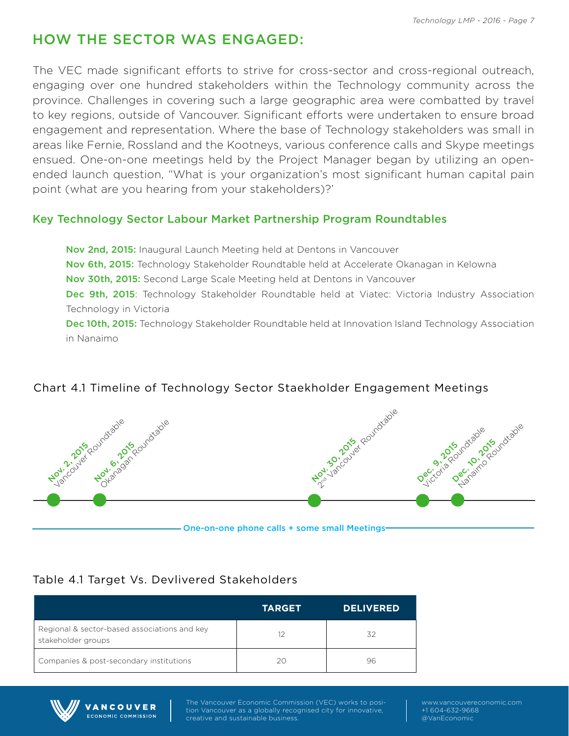## HOW THE SECTOR WAS ENGAGED:

The VEC made significant efforts to strive for cross-sector and cross-regional outreach, engaging over one hundred stakeholders within the Technology community across the province. Challenges in covering such a large geographic area were combatted by travel to key regions, outside of Vancouver. Significant efforts were undertaken to ensure broad engagement and representation. Where the base of Technology stakeholders was small in areas like Fernie, Rossland and the Kootneys, various conference calls and Skype meetings ensued. One-on-one meetings held by the Project Manager began by utilizing an open-ended launch question, "What is your organization's most significant human capital pain point (what are you hearing from your stakeholders)?'

### Key Technology Sector Labour Market Partnership Program Roundtables

**Nov 2nd, 2015:** Inaugural Launch Meeting held at Dentons in Vancouver
**Nov 6th, 2015:** Technology Stakeholder Roundtable held at Accelerate Okanagan in Kelowna
**Nov 30th, 2015:** Second Large Scale Meeting held at Dentons in Vancouver
**Dec 9th, 2015**: Technology Stakeholder Roundtable held at Viatec: Victoria Industry Association Technology in Victoria
**Dec 10th, 2015:** Technology Stakeholder Roundtable held at Innovation Island Technology Association in Nanaimo

Chart 4.1 Timeline of Technology Sector Staekholder Engagement Meetings

- Nov. 2, 2015 Vancouver Roundtable
- Nov. 6, 2015 Okanagan Roundtable
- Nov. 30, 2015 2nd Vancouver Roundtable
- Dec. 9, 2015 Victoria Roundtable
- Dec. 10, 2015 Nanaimo Roundtable

One-on-one phone calls + some small Meetings

Table 4.1 Target Vs. Devlivered Stakeholders

| | TARGET | DELIVERED |
|---|---|---|
| Regional & sector-based associations and key stakeholder groups | 12 | 32 |
| Companies & post-secondary institutions | 20 | 96 |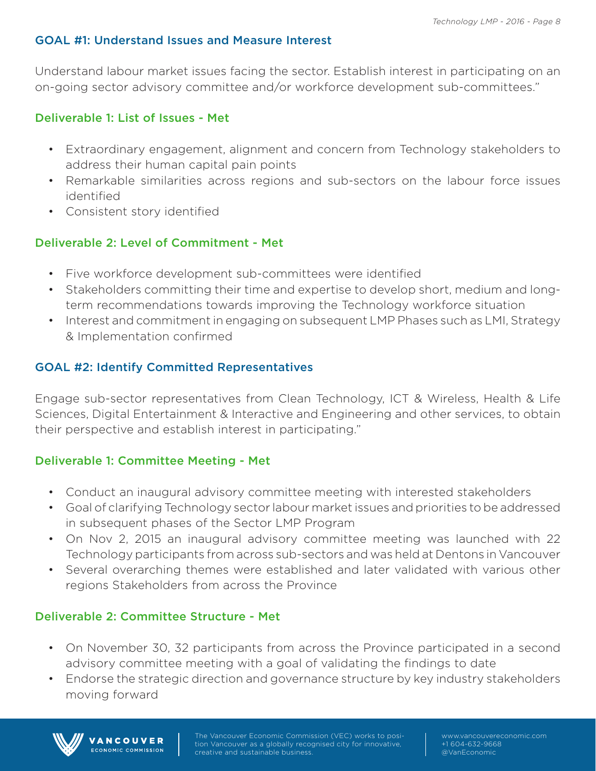## GOAL #1: Understand Issues and Measure Interest

Understand labour market issues facing the sector. Establish interest in participating on an on-going sector advisory committee and/or workforce development sub-committees."

### Deliverable 1: List of Issues - Met

- Extraordinary engagement, alignment and concern from Technology stakeholders to address their human capital pain points
- Remarkable similarities across regions and sub-sectors on the labour force issues identified
- Consistent story identified

### Deliverable 2: Level of Commitment - Met

- Five workforce development sub-committees were identified
- Stakeholders committing their time and expertise to develop short, medium and long-term recommendations towards improving the Technology workforce situation
- Interest and commitment in engaging on subsequent LMP Phases such as LMI, Strategy & Implementation confirmed

## GOAL #2: Identify Committed Representatives

Engage sub-sector representatives from Clean Technology, ICT & Wireless, Health & Life Sciences, Digital Entertainment & Interactive and Engineering and other services, to obtain their perspective and establish interest in participating."

### Deliverable 1: Committee Meeting - Met

- Conduct an inaugural advisory committee meeting with interested stakeholders
- Goal of clarifying Technology sector labour market issues and priorities to be addressed in subsequent phases of the Sector LMP Program
- On Nov 2, 2015 an inaugural advisory committee meeting was launched with 22 Technology participants from across sub-sectors and was held at Dentons in Vancouver
- Several overarching themes were established and later validated with various other regions Stakeholders from across the Province

### Deliverable 2: Committee Structure - Met

- On November 30, 32 participants from across the Province participated in a second advisory committee meeting with a goal of validating the findings to date
- Endorse the strategic direction and governance structure by key industry stakeholders moving forward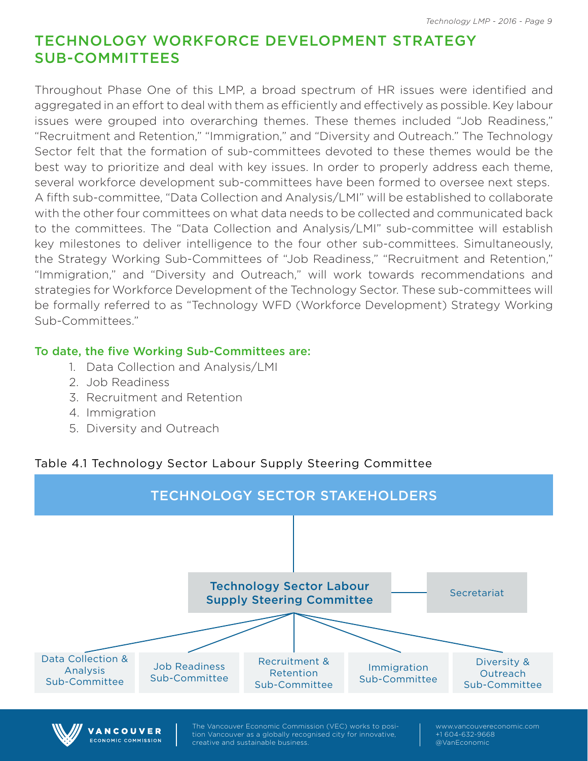## TECHNOLOGY WORKFORCE DEVELOPMENT STRATEGY SUB-COMMITTEES

Throughout Phase One of this LMP, a broad spectrum of HR issues were identified and aggregated in an effort to deal with them as efficiently and effectively as possible. Key labour issues were grouped into overarching themes. These themes included "Job Readiness," "Recruitment and Retention," "Immigration," and "Diversity and Outreach." The Technology Sector felt that the formation of sub-committees devoted to these themes would be the best way to prioritize and deal with key issues. In order to properly address each theme, several workforce development sub-committees have been formed to oversee next steps. A fifth sub-committee, "Data Collection and Analysis/LMI" will be established to collaborate with the other four committees on what data needs to be collected and communicated back to the committees. The "Data Collection and Analysis/LMI" sub-committee will establish key milestones to deliver intelligence to the four other sub-committees. Simultaneously, the Strategy Working Sub-Committees of "Job Readiness," "Recruitment and Retention," "Immigration," and "Diversity and Outreach," will work towards recommendations and strategies for Workforce Development of the Technology Sector. These sub-committees will be formally referred to as "Technology WFD (Workforce Development) Strategy Working Sub-Committees."

**To date, the five Working Sub-Committees are:**

1. Data Collection and Analysis/LMI
2. Job Readiness
3. Recruitment and Retention
4. Immigration
5. Diversity and Outreach

Table 4.1 Technology Sector Labour Supply Steering Committee

TECHNOLOGY SECTOR STAKEHOLDERS

Technology Sector Labour Supply Steering Committee — Secretariat

- Data Collection & Analysis Sub-Committee
- Job Readiness Sub-Committee
- Recruitment & Retention Sub-Committee
- Immigration Sub-Committee
- Diversity & Outreach Sub-Committee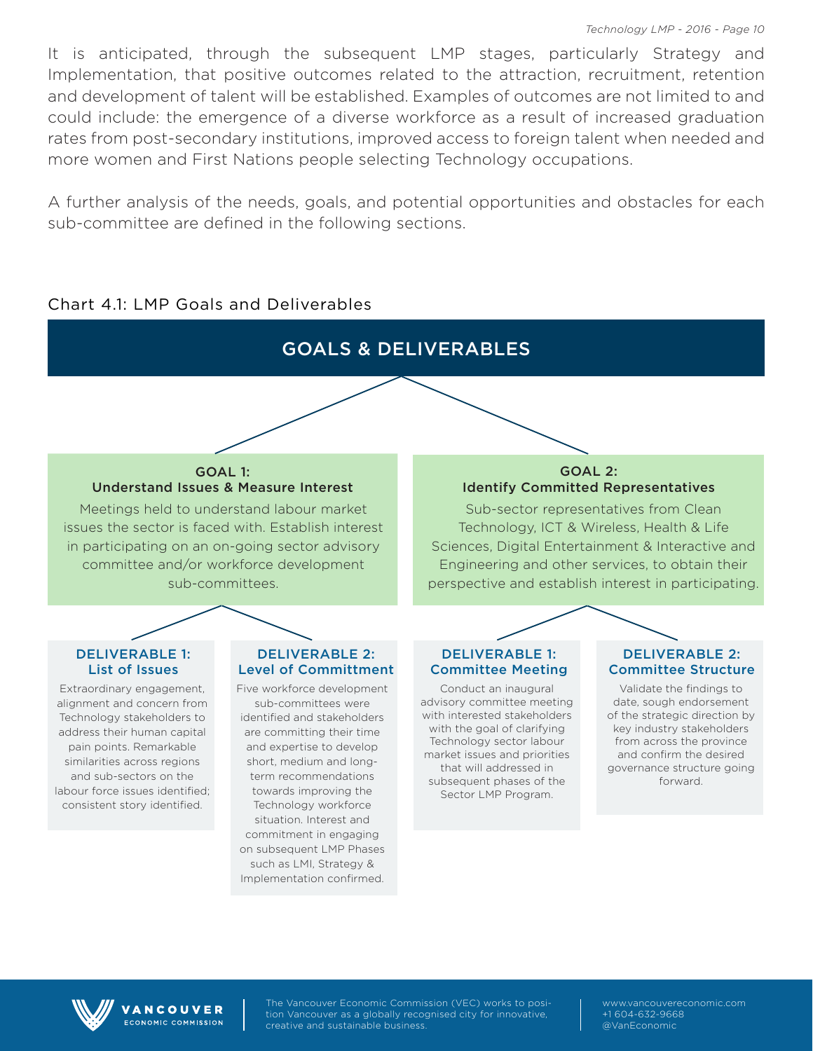It is anticipated, through the subsequent LMP stages, particularly Strategy and Implementation, that positive outcomes related to the attraction, recruitment, retention and development of talent will be established. Examples of outcomes are not limited to and could include: the emergence of a diverse workforce as a result of increased graduation rates from post-secondary institutions, improved access to foreign talent when needed and more women and First Nations people selecting Technology occupations.

A further analysis of the needs, goals, and potential opportunities and obstacles for each sub-committee are defined in the following sections.

Chart 4.1: LMP Goals and Deliverables

## GOALS & DELIVERABLES

### GOAL 1: Understand Issues & Measure Interest

Meetings held to understand labour market issues the sector is faced with. Establish interest in participating on an on-going sector advisory committee and/or workforce development sub-committees.

#### DELIVERABLE 1: List of Issues

Extraordinary engagement, alignment and concern from Technology stakeholders to address their human capital pain points. Remarkable similarities across regions and sub-sectors on the labour force issues identified; consistent story identified.

#### DELIVERABLE 2: Level of Committment

Five workforce development sub-committees were identified and stakeholders are committing their time and expertise to develop short, medium and long-term recommendations towards improving the Technology workforce situation. Interest and commitment in engaging on subsequent LMP Phases such as LMI, Strategy & Implementation confirmed.

### GOAL 2: Identify Committed Representatives

Sub-sector representatives from Clean Technology, ICT & Wireless, Health & Life Sciences, Digital Entertainment & Interactive and Engineering and other services, to obtain their perspective and establish interest in participating.

#### DELIVERABLE 1: Committee Meeting

Conduct an inaugural advisory committee meeting with interested stakeholders with the goal of clarifying Technology sector labour market issues and priorities that will addressed in subsequent phases of the Sector LMP Program.

#### DELIVERABLE 2: Committee Structure

Validate the findings to date, sough endorsement of the strategic direction by key industry stakeholders from across the province and confirm the desired governance structure going forward.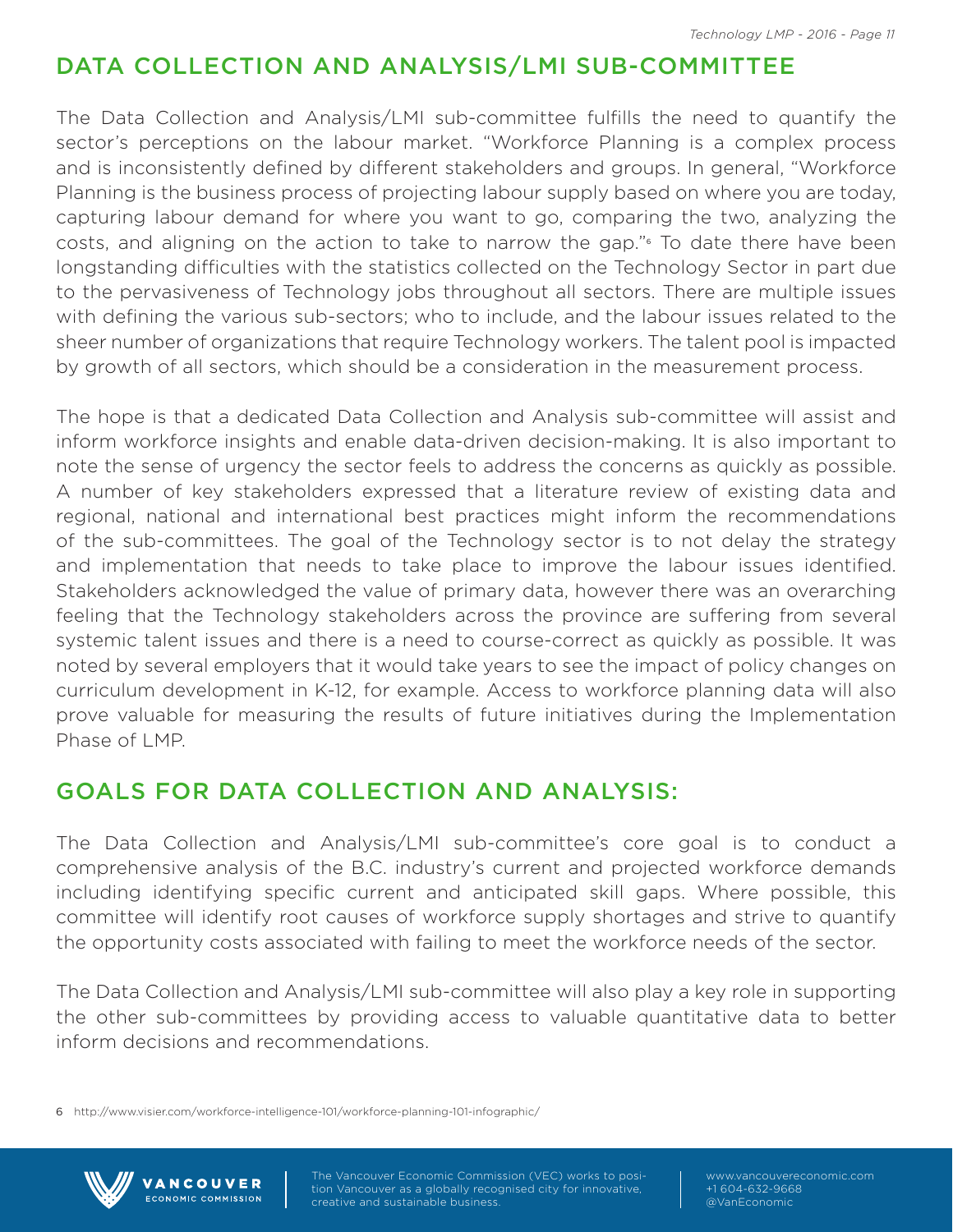## DATA COLLECTION AND ANALYSIS/LMI SUB-COMMITTEE

The Data Collection and Analysis/LMI sub-committee fulfills the need to quantify the sector's perceptions on the labour market. "Workforce Planning is a complex process and is inconsistently defined by different stakeholders and groups. In general, "Workforce Planning is the business process of projecting labour supply based on where you are today, capturing labour demand for where you want to go, comparing the two, analyzing the costs, and aligning on the action to take to narrow the gap."[6] To date there have been longstanding difficulties with the statistics collected on the Technology Sector in part due to the pervasiveness of Technology jobs throughout all sectors. There are multiple issues with defining the various sub-sectors; who to include, and the labour issues related to the sheer number of organizations that require Technology workers. The talent pool is impacted by growth of all sectors, which should be a consideration in the measurement process.

The hope is that a dedicated Data Collection and Analysis sub-committee will assist and inform workforce insights and enable data-driven decision-making. It is also important to note the sense of urgency the sector feels to address the concerns as quickly as possible. A number of key stakeholders expressed that a literature review of existing data and regional, national and international best practices might inform the recommendations of the sub-committees. The goal of the Technology sector is to not delay the strategy and implementation that needs to take place to improve the labour issues identified. Stakeholders acknowledged the value of primary data, however there was an overarching feeling that the Technology stakeholders across the province are suffering from several systemic talent issues and there is a need to course-correct as quickly as possible. It was noted by several employers that it would take years to see the impact of policy changes on curriculum development in K-12, for example. Access to workforce planning data will also prove valuable for measuring the results of future initiatives during the Implementation Phase of LMP.

## GOALS FOR DATA COLLECTION AND ANALYSIS:

The Data Collection and Analysis/LMI sub-committee's core goal is to conduct a comprehensive analysis of the B.C. industry's current and projected workforce demands including identifying specific current and anticipated skill gaps. Where possible, this committee will identify root causes of workforce supply shortages and strive to quantify the opportunity costs associated with failing to meet the workforce needs of the sector.

The Data Collection and Analysis/LMI sub-committee will also play a key role in supporting the other sub-committees by providing access to valuable quantitative data to better inform decisions and recommendations.

6 http://www.visier.com/workforce-intelligence-101/workforce-planning-101-infographic/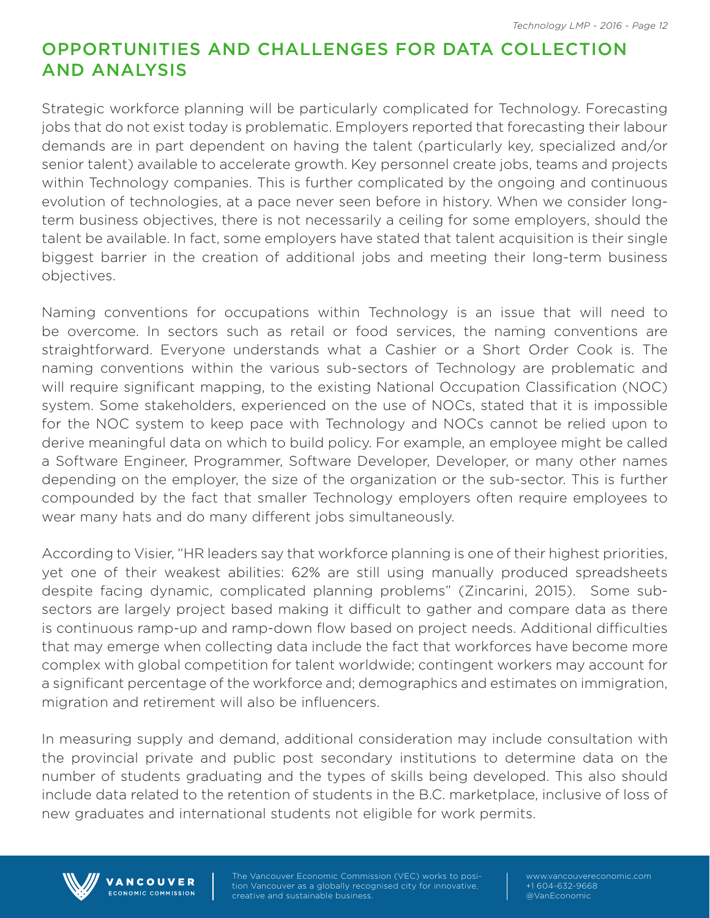## OPPORTUNITIES AND CHALLENGES FOR DATA COLLECTION AND ANALYSIS

Strategic workforce planning will be particularly complicated for Technology. Forecasting jobs that do not exist today is problematic. Employers reported that forecasting their labour demands are in part dependent on having the talent (particularly key, specialized and/or senior talent) available to accelerate growth. Key personnel create jobs, teams and projects within Technology companies. This is further complicated by the ongoing and continuous evolution of technologies, at a pace never seen before in history. When we consider long-term business objectives, there is not necessarily a ceiling for some employers, should the talent be available. In fact, some employers have stated that talent acquisition is their single biggest barrier in the creation of additional jobs and meeting their long-term business objectives.

Naming conventions for occupations within Technology is an issue that will need to be overcome. In sectors such as retail or food services, the naming conventions are straightforward. Everyone understands what a Cashier or a Short Order Cook is. The naming conventions within the various sub-sectors of Technology are problematic and will require significant mapping, to the existing National Occupation Classification (NOC) system. Some stakeholders, experienced on the use of NOCs, stated that it is impossible for the NOC system to keep pace with Technology and NOCs cannot be relied upon to derive meaningful data on which to build policy. For example, an employee might be called a Software Engineer, Programmer, Software Developer, Developer, or many other names depending on the employer, the size of the organization or the sub-sector. This is further compounded by the fact that smaller Technology employers often require employees to wear many hats and do many different jobs simultaneously.

According to Visier, "HR leaders say that workforce planning is one of their highest priorities, yet one of their weakest abilities: 62% are still using manually produced spreadsheets despite facing dynamic, complicated planning problems" (Zincarini, 2015). Some sub-sectors are largely project based making it difficult to gather and compare data as there is continuous ramp-up and ramp-down flow based on project needs. Additional difficulties that may emerge when collecting data include the fact that workforces have become more complex with global competition for talent worldwide; contingent workers may account for a significant percentage of the workforce and; demographics and estimates on immigration, migration and retirement will also be influencers.

In measuring supply and demand, additional consideration may include consultation with the provincial private and public post secondary institutions to determine data on the number of students graduating and the types of skills being developed. This also should include data related to the retention of students in the B.C. marketplace, inclusive of loss of new graduates and international students not eligible for work permits.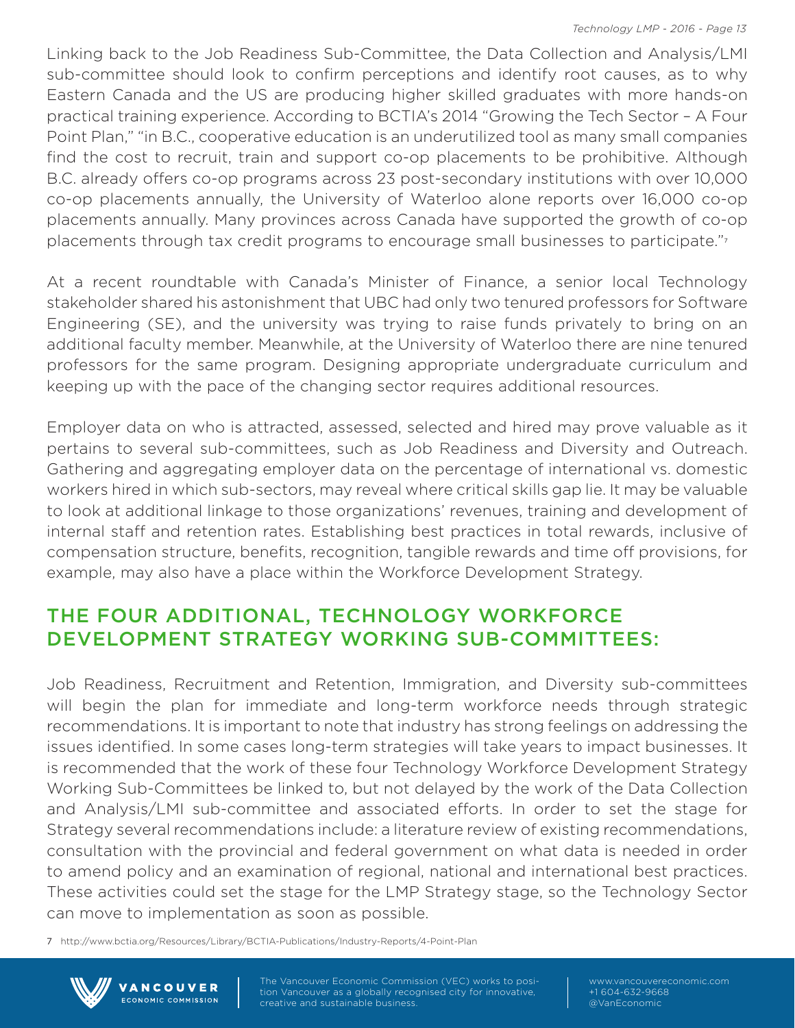Linking back to the Job Readiness Sub-Committee, the Data Collection and Analysis/LMI sub-committee should look to confirm perceptions and identify root causes, as to why Eastern Canada and the US are producing higher skilled graduates with more hands-on practical training experience. According to BCTIA's 2014 "Growing the Tech Sector – A Four Point Plan," "in B.C., cooperative education is an underutilized tool as many small companies find the cost to recruit, train and support co-op placements to be prohibitive. Although B.C. already offers co-op programs across 23 post-secondary institutions with over 10,000 co-op placements annually, the University of Waterloo alone reports over 16,000 co-op placements annually. Many provinces across Canada have supported the growth of co-op placements through tax credit programs to encourage small businesses to participate."[7]

At a recent roundtable with Canada's Minister of Finance, a senior local Technology stakeholder shared his astonishment that UBC had only two tenured professors for Software Engineering (SE), and the university was trying to raise funds privately to bring on an additional faculty member. Meanwhile, at the University of Waterloo there are nine tenured professors for the same program. Designing appropriate undergraduate curriculum and keeping up with the pace of the changing sector requires additional resources.

Employer data on who is attracted, assessed, selected and hired may prove valuable as it pertains to several sub-committees, such as Job Readiness and Diversity and Outreach. Gathering and aggregating employer data on the percentage of international vs. domestic workers hired in which sub-sectors, may reveal where critical skills gap lie. It may be valuable to look at additional linkage to those organizations' revenues, training and development of internal staff and retention rates. Establishing best practices in total rewards, inclusive of compensation structure, benefits, recognition, tangible rewards and time off provisions, for example, may also have a place within the Workforce Development Strategy.

## THE FOUR ADDITIONAL, TECHNOLOGY WORKFORCE DEVELOPMENT STRATEGY WORKING SUB-COMMITTEES:

Job Readiness, Recruitment and Retention, Immigration, and Diversity sub-committees will begin the plan for immediate and long-term workforce needs through strategic recommendations. It is important to note that industry has strong feelings on addressing the issues identified. In some cases long-term strategies will take years to impact businesses. It is recommended that the work of these four Technology Workforce Development Strategy Working Sub-Committees be linked to, but not delayed by the work of the Data Collection and Analysis/LMI sub-committee and associated efforts. In order to set the stage for Strategy several recommendations include: a literature review of existing recommendations, consultation with the provincial and federal government on what data is needed in order to amend policy and an examination of regional, national and international best practices. These activities could set the stage for the LMP Strategy stage, so the Technology Sector can move to implementation as soon as possible.

7 http://www.bctia.org/Resources/Library/BCTIA-Publications/Industry-Reports/4-Point-Plan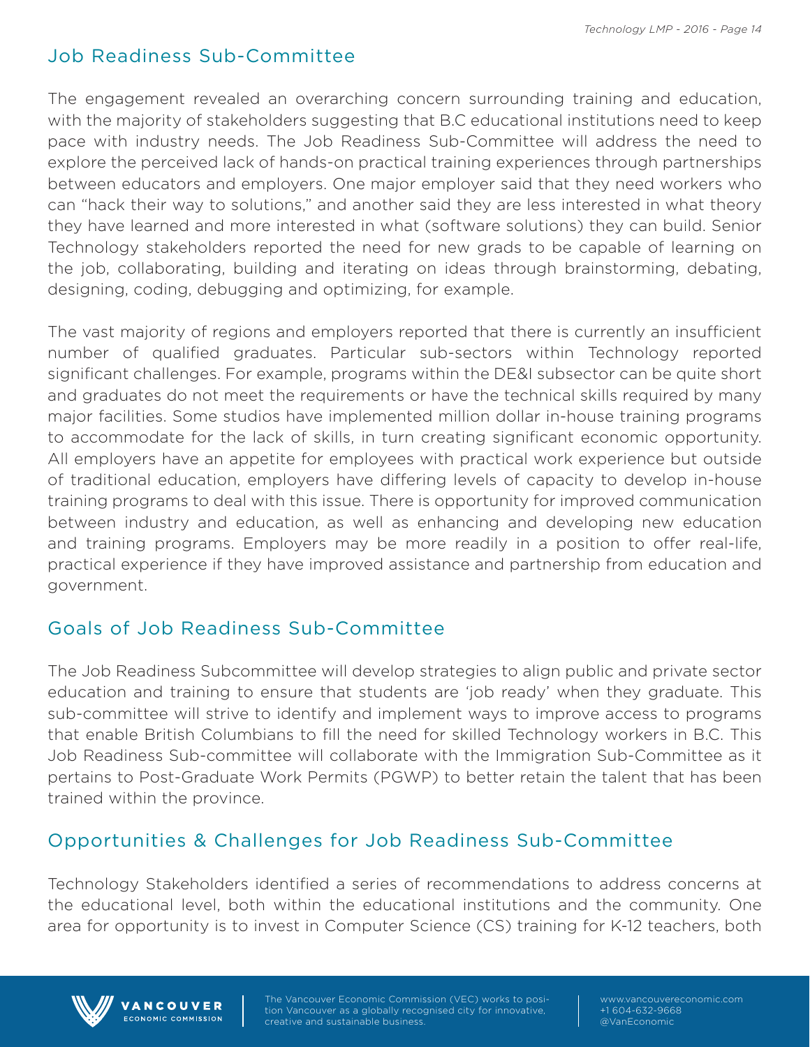## Job Readiness Sub-Committee

The engagement revealed an overarching concern surrounding training and education, with the majority of stakeholders suggesting that B.C educational institutions need to keep pace with industry needs. The Job Readiness Sub-Committee will address the need to explore the perceived lack of hands-on practical training experiences through partnerships between educators and employers. One major employer said that they need workers who can "hack their way to solutions," and another said they are less interested in what theory they have learned and more interested in what (software solutions) they can build. Senior Technology stakeholders reported the need for new grads to be capable of learning on the job, collaborating, building and iterating on ideas through brainstorming, debating, designing, coding, debugging and optimizing, for example.

The vast majority of regions and employers reported that there is currently an insufficient number of qualified graduates. Particular sub-sectors within Technology reported significant challenges. For example, programs within the DE&I subsector can be quite short and graduates do not meet the requirements or have the technical skills required by many major facilities. Some studios have implemented million dollar in-house training programs to accommodate for the lack of skills, in turn creating significant economic opportunity. All employers have an appetite for employees with practical work experience but outside of traditional education, employers have differing levels of capacity to develop in-house training programs to deal with this issue. There is opportunity for improved communication between industry and education, as well as enhancing and developing new education and training programs. Employers may be more readily in a position to offer real-life, practical experience if they have improved assistance and partnership from education and government.

## Goals of Job Readiness Sub-Committee

The Job Readiness Subcommittee will develop strategies to align public and private sector education and training to ensure that students are 'job ready' when they graduate. This sub-committee will strive to identify and implement ways to improve access to programs that enable British Columbians to fill the need for skilled Technology workers in B.C. This Job Readiness Sub-committee will collaborate with the Immigration Sub-Committee as it pertains to Post-Graduate Work Permits (PGWP) to better retain the talent that has been trained within the province.

## Opportunities & Challenges for Job Readiness Sub-Committee

Technology Stakeholders identified a series of recommendations to address concerns at the educational level, both within the educational institutions and the community. One area for opportunity is to invest in Computer Science (CS) training for K-12 teachers, both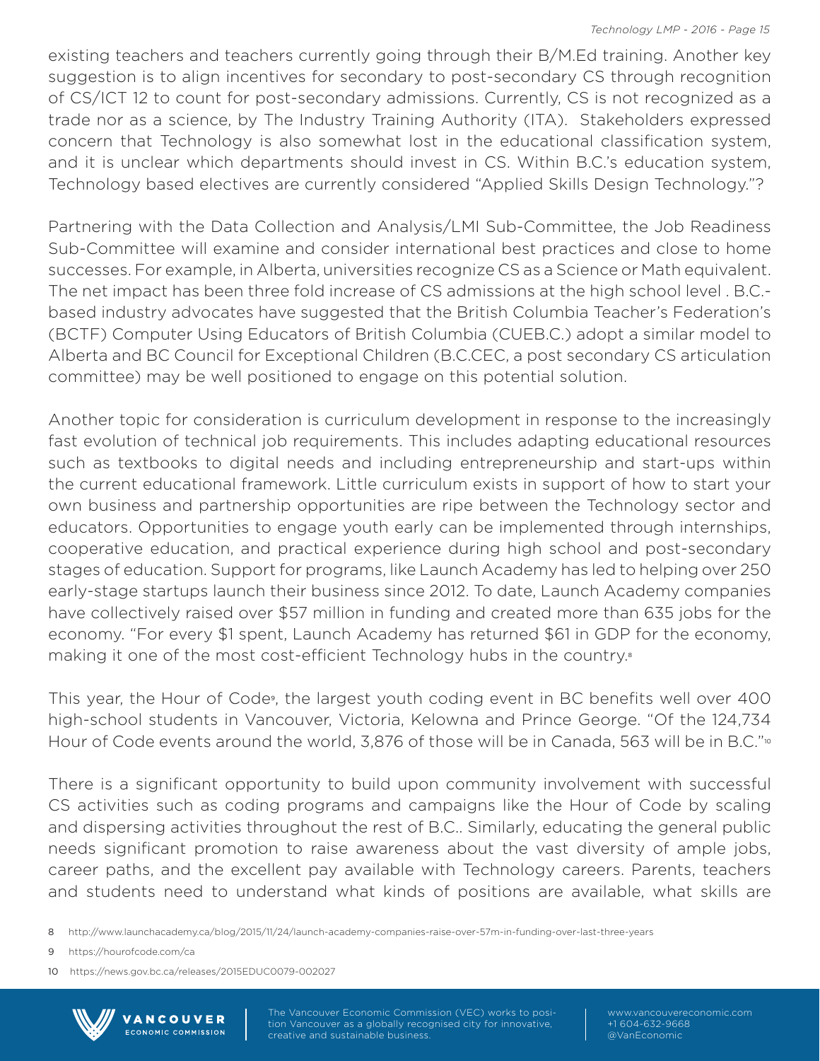existing teachers and teachers currently going through their B/M.Ed training. Another key suggestion is to align incentives for secondary to post-secondary CS through recognition of CS/ICT 12 to count for post-secondary admissions. Currently, CS is not recognized as a trade nor as a science, by The Industry Training Authority (ITA). Stakeholders expressed concern that Technology is also somewhat lost in the educational classification system, and it is unclear which departments should invest in CS. Within B.C.'s education system, Technology based electives are currently considered "Applied Skills Design Technology."?

Partnering with the Data Collection and Analysis/LMI Sub-Committee, the Job Readiness Sub-Committee will examine and consider international best practices and close to home successes. For example, in Alberta, universities recognize CS as a Science or Math equivalent. The net impact has been three fold increase of CS admissions at the high school level . B.C.-based industry advocates have suggested that the British Columbia Teacher's Federation's (BCTF) Computer Using Educators of British Columbia (CUEB.C.) adopt a similar model to Alberta and BC Council for Exceptional Children (B.C.CEC, a post secondary CS articulation committee) may be well positioned to engage on this potential solution.

Another topic for consideration is curriculum development in response to the increasingly fast evolution of technical job requirements. This includes adapting educational resources such as textbooks to digital needs and including entrepreneurship and start-ups within the current educational framework. Little curriculum exists in support of how to start your own business and partnership opportunities are ripe between the Technology sector and educators. Opportunities to engage youth early can be implemented through internships, cooperative education, and practical experience during high school and post-secondary stages of education. Support for programs, like Launch Academy has led to helping over 250 early-stage startups launch their business since 2012. To date, Launch Academy companies have collectively raised over $57 million in funding and created more than 635 jobs for the economy. "For every $1 spent, Launch Academy has returned $61 in GDP for the economy, making it one of the most cost-efficient Technology hubs in the country.[8]

This year, the Hour of Code[9], the largest youth coding event in BC benefits well over 400 high-school students in Vancouver, Victoria, Kelowna and Prince George. "Of the 124,734 Hour of Code events around the world, 3,876 of those will be in Canada, 563 will be in B.C."[10]

There is a significant opportunity to build upon community involvement with successful CS activities such as coding programs and campaigns like the Hour of Code by scaling and dispersing activities throughout the rest of B.C.. Similarly, educating the general public needs significant promotion to raise awareness about the vast diversity of ample jobs, career paths, and the excellent pay available with Technology careers. Parents, teachers and students need to understand what kinds of positions are available, what skills are

8 http://www.launchacademy.ca/blog/2015/11/24/launch-academy-companies-raise-over-57m-in-funding-over-last-three-years

9 https://hourofcode.com/ca

10 https://news.gov.bc.ca/releases/2015EDUC0079-002027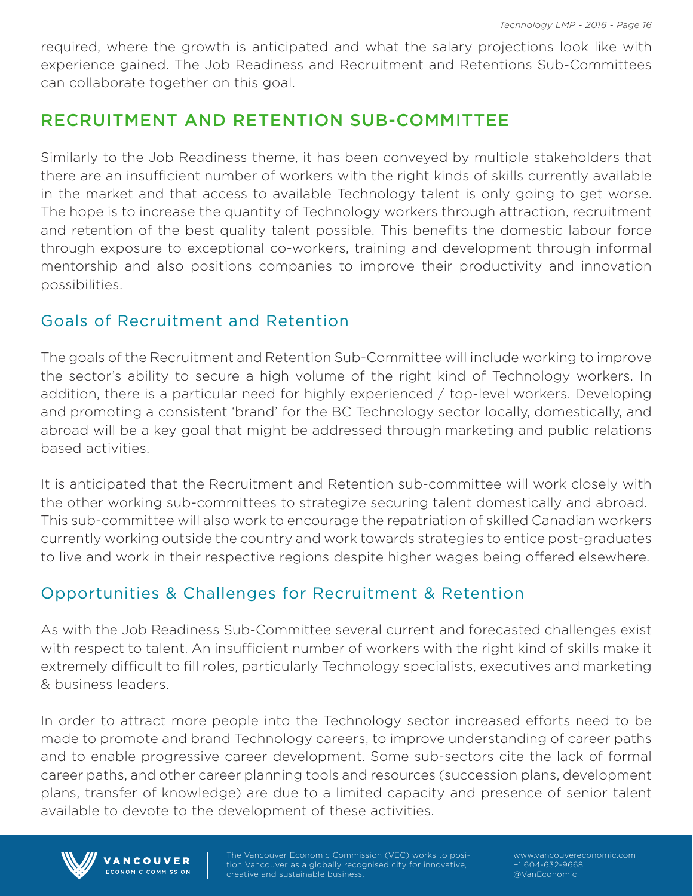required, where the growth is anticipated and what the salary projections look like with experience gained. The Job Readiness and Recruitment and Retentions Sub-Committees can collaborate together on this goal.

## RECRUITMENT AND RETENTION SUB-COMMITTEE

Similarly to the Job Readiness theme, it has been conveyed by multiple stakeholders that there are an insufficient number of workers with the right kinds of skills currently available in the market and that access to available Technology talent is only going to get worse. The hope is to increase the quantity of Technology workers through attraction, recruitment and retention of the best quality talent possible. This benefits the domestic labour force through exposure to exceptional co-workers, training and development through informal mentorship and also positions companies to improve their productivity and innovation possibilities.

### Goals of Recruitment and Retention

The goals of the Recruitment and Retention Sub-Committee will include working to improve the sector's ability to secure a high volume of the right kind of Technology workers. In addition, there is a particular need for highly experienced / top-level workers. Developing and promoting a consistent 'brand' for the BC Technology sector locally, domestically, and abroad will be a key goal that might be addressed through marketing and public relations based activities.

It is anticipated that the Recruitment and Retention sub-committee will work closely with the other working sub-committees to strategize securing talent domestically and abroad. This sub-committee will also work to encourage the repatriation of skilled Canadian workers currently working outside the country and work towards strategies to entice post-graduates to live and work in their respective regions despite higher wages being offered elsewhere.

### Opportunities & Challenges for Recruitment & Retention

As with the Job Readiness Sub-Committee several current and forecasted challenges exist with respect to talent. An insufficient number of workers with the right kind of skills make it extremely difficult to fill roles, particularly Technology specialists, executives and marketing & business leaders.

In order to attract more people into the Technology sector increased efforts need to be made to promote and brand Technology careers, to improve understanding of career paths and to enable progressive career development. Some sub-sectors cite the lack of formal career paths, and other career planning tools and resources (succession plans, development plans, transfer of knowledge) are due to a limited capacity and presence of senior talent available to devote to the development of these activities.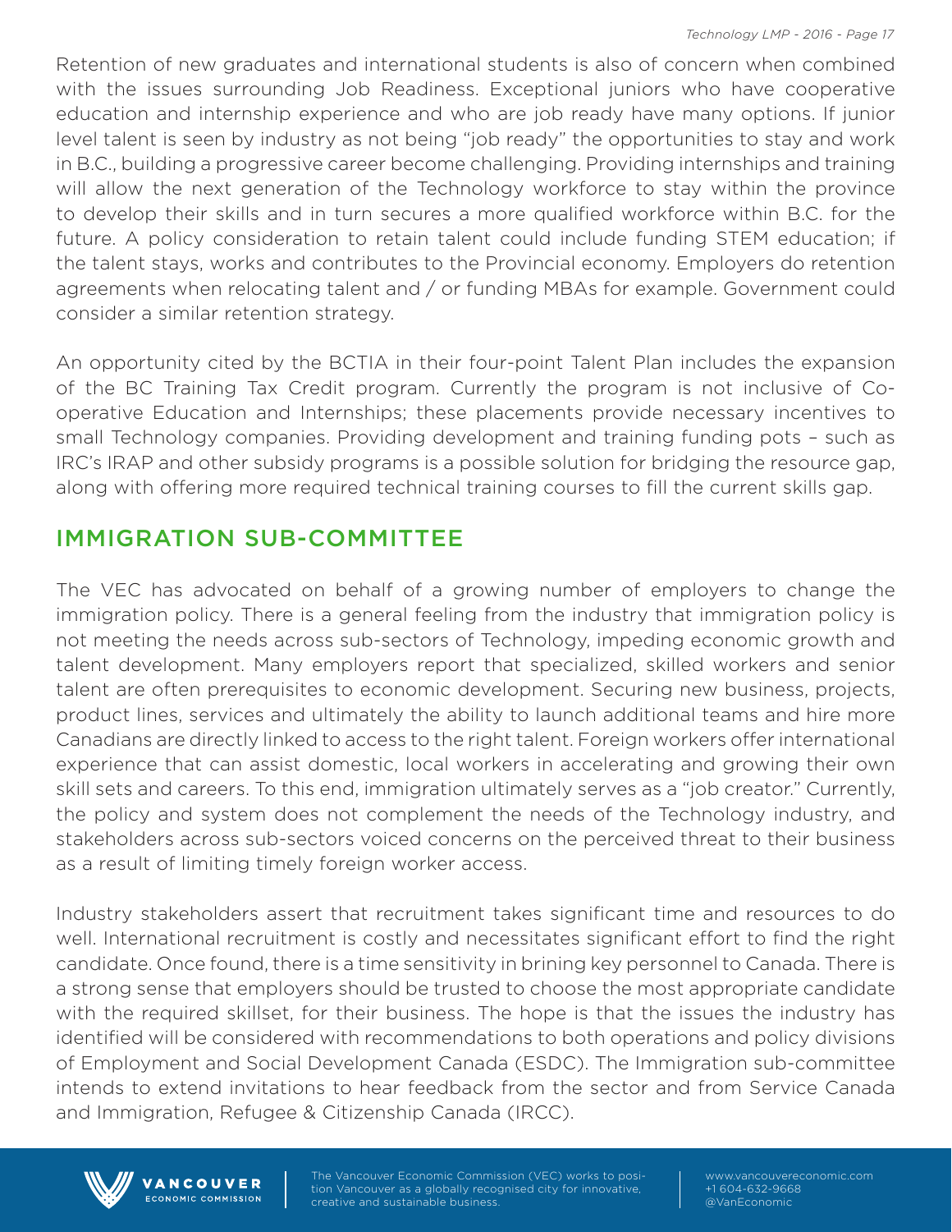Retention of new graduates and international students is also of concern when combined with the issues surrounding Job Readiness. Exceptional juniors who have cooperative education and internship experience and who are job ready have many options. If junior level talent is seen by industry as not being "job ready" the opportunities to stay and work in B.C., building a progressive career become challenging. Providing internships and training will allow the next generation of the Technology workforce to stay within the province to develop their skills and in turn secures a more qualified workforce within B.C. for the future. A policy consideration to retain talent could include funding STEM education; if the talent stays, works and contributes to the Provincial economy. Employers do retention agreements when relocating talent and / or funding MBAs for example. Government could consider a similar retention strategy.

An opportunity cited by the BCTIA in their four-point Talent Plan includes the expansion of the BC Training Tax Credit program. Currently the program is not inclusive of Co-operative Education and Internships; these placements provide necessary incentives to small Technology companies. Providing development and training funding pots – such as IRC's IRAP and other subsidy programs is a possible solution for bridging the resource gap, along with offering more required technical training courses to fill the current skills gap.

## IMMIGRATION SUB-COMMITTEE

The VEC has advocated on behalf of a growing number of employers to change the immigration policy. There is a general feeling from the industry that immigration policy is not meeting the needs across sub-sectors of Technology, impeding economic growth and talent development. Many employers report that specialized, skilled workers and senior talent are often prerequisites to economic development. Securing new business, projects, product lines, services and ultimately the ability to launch additional teams and hire more Canadians are directly linked to access to the right talent. Foreign workers offer international experience that can assist domestic, local workers in accelerating and growing their own skill sets and careers. To this end, immigration ultimately serves as a "job creator." Currently, the policy and system does not complement the needs of the Technology industry, and stakeholders across sub-sectors voiced concerns on the perceived threat to their business as a result of limiting timely foreign worker access.

Industry stakeholders assert that recruitment takes significant time and resources to do well. International recruitment is costly and necessitates significant effort to find the right candidate. Once found, there is a time sensitivity in brining key personnel to Canada. There is a strong sense that employers should be trusted to choose the most appropriate candidate with the required skillset, for their business. The hope is that the issues the industry has identified will be considered with recommendations to both operations and policy divisions of Employment and Social Development Canada (ESDC). The Immigration sub-committee intends to extend invitations to hear feedback from the sector and from Service Canada and Immigration, Refugee & Citizenship Canada (IRCC).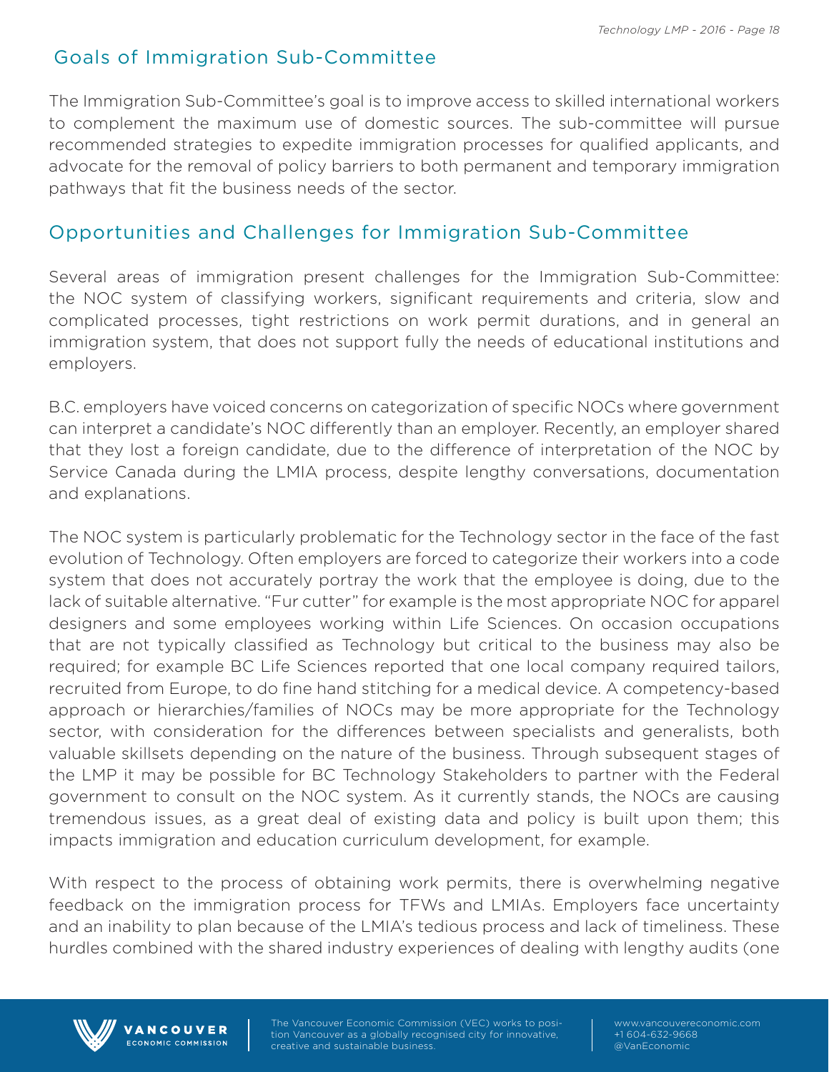## Goals of Immigration Sub-Committee

The Immigration Sub-Committee's goal is to improve access to skilled international workers to complement the maximum use of domestic sources. The sub-committee will pursue recommended strategies to expedite immigration processes for qualified applicants, and advocate for the removal of policy barriers to both permanent and temporary immigration pathways that fit the business needs of the sector.

## Opportunities and Challenges for Immigration Sub-Committee

Several areas of immigration present challenges for the Immigration Sub-Committee: the NOC system of classifying workers, significant requirements and criteria, slow and complicated processes, tight restrictions on work permit durations, and in general an immigration system, that does not support fully the needs of educational institutions and employers.

B.C. employers have voiced concerns on categorization of specific NOCs where government can interpret a candidate's NOC differently than an employer. Recently, an employer shared that they lost a foreign candidate, due to the difference of interpretation of the NOC by Service Canada during the LMIA process, despite lengthy conversations, documentation and explanations.

The NOC system is particularly problematic for the Technology sector in the face of the fast evolution of Technology. Often employers are forced to categorize their workers into a code system that does not accurately portray the work that the employee is doing, due to the lack of suitable alternative. "Fur cutter" for example is the most appropriate NOC for apparel designers and some employees working within Life Sciences. On occasion occupations that are not typically classified as Technology but critical to the business may also be required; for example BC Life Sciences reported that one local company required tailors, recruited from Europe, to do fine hand stitching for a medical device. A competency-based approach or hierarchies/families of NOCs may be more appropriate for the Technology sector, with consideration for the differences between specialists and generalists, both valuable skillsets depending on the nature of the business. Through subsequent stages of the LMP it may be possible for BC Technology Stakeholders to partner with the Federal government to consult on the NOC system. As it currently stands, the NOCs are causing tremendous issues, as a great deal of existing data and policy is built upon them; this impacts immigration and education curriculum development, for example.

With respect to the process of obtaining work permits, there is overwhelming negative feedback on the immigration process for TFWs and LMIAs. Employers face uncertainty and an inability to plan because of the LMIA's tedious process and lack of timeliness. These hurdles combined with the shared industry experiences of dealing with lengthy audits (one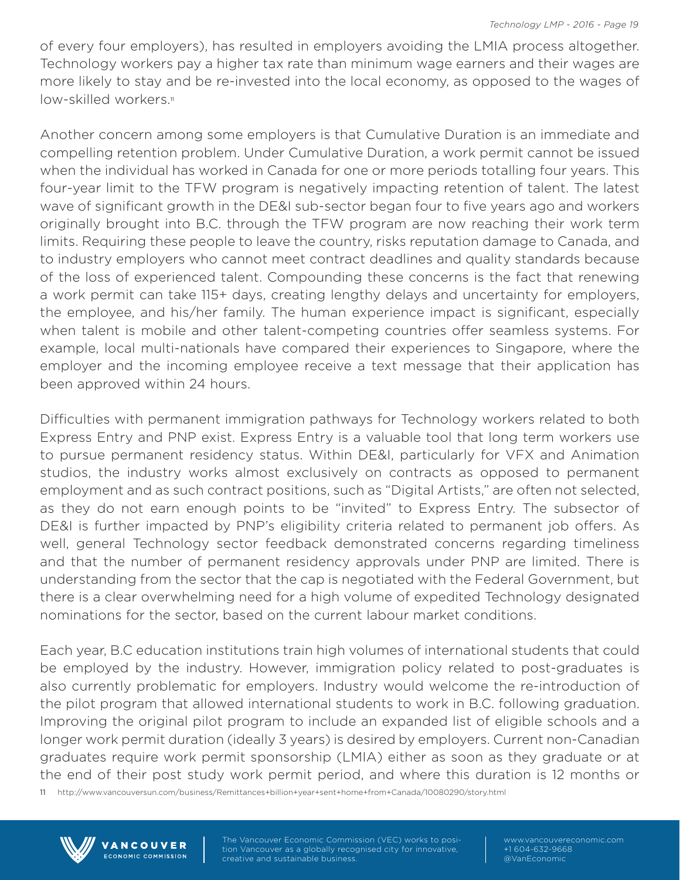of every four employers), has resulted in employers avoiding the LMIA process altogether. Technology workers pay a higher tax rate than minimum wage earners and their wages are more likely to stay and be re-invested into the local economy, as opposed to the wages of low-skilled workers.[11]

Another concern among some employers is that Cumulative Duration is an immediate and compelling retention problem. Under Cumulative Duration, a work permit cannot be issued when the individual has worked in Canada for one or more periods totalling four years. This four-year limit to the TFW program is negatively impacting retention of talent. The latest wave of significant growth in the DE&I sub-sector began four to five years ago and workers originally brought into B.C. through the TFW program are now reaching their work term limits. Requiring these people to leave the country, risks reputation damage to Canada, and to industry employers who cannot meet contract deadlines and quality standards because of the loss of experienced talent. Compounding these concerns is the fact that renewing a work permit can take 115+ days, creating lengthy delays and uncertainty for employers, the employee, and his/her family. The human experience impact is significant, especially when talent is mobile and other talent-competing countries offer seamless systems. For example, local multi-nationals have compared their experiences to Singapore, where the employer and the incoming employee receive a text message that their application has been approved within 24 hours.

Difficulties with permanent immigration pathways for Technology workers related to both Express Entry and PNP exist. Express Entry is a valuable tool that long term workers use to pursue permanent residency status. Within DE&I, particularly for VFX and Animation studios, the industry works almost exclusively on contracts as opposed to permanent employment and as such contract positions, such as "Digital Artists," are often not selected, as they do not earn enough points to be "invited" to Express Entry. The subsector of DE&I is further impacted by PNP's eligibility criteria related to permanent job offers. As well, general Technology sector feedback demonstrated concerns regarding timeliness and that the number of permanent residency approvals under PNP are limited. There is understanding from the sector that the cap is negotiated with the Federal Government, but there is a clear overwhelming need for a high volume of expedited Technology designated nominations for the sector, based on the current labour market conditions.

Each year, B.C education institutions train high volumes of international students that could be employed by the industry. However, immigration policy related to post-graduates is also currently problematic for employers. Industry would welcome the re-introduction of the pilot program that allowed international students to work in B.C. following graduation. Improving the original pilot program to include an expanded list of eligible schools and a longer work permit duration (ideally 3 years) is desired by employers. Current non-Canadian graduates require work permit sponsorship (LMIA) either as soon as they graduate or at the end of their post study work permit period, and where this duration is 12 months or

11 http://www.vancouversun.com/business/Remittances+billion+year+sent+home+from+Canada/10080290/story.html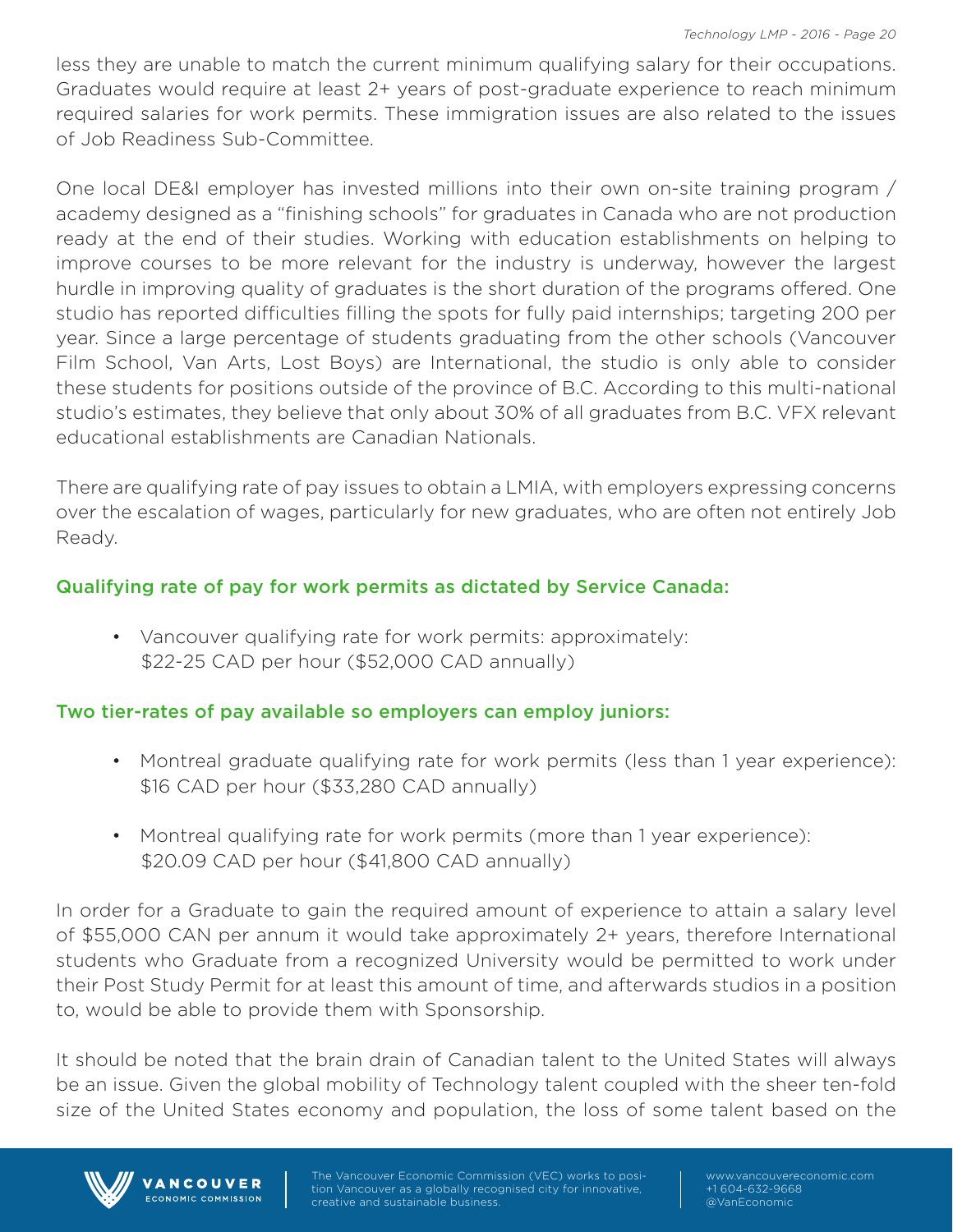less they are unable to match the current minimum qualifying salary for their occupations. Graduates would require at least 2+ years of post-graduate experience to reach minimum required salaries for work permits. These immigration issues are also related to the issues of Job Readiness Sub-Committee.

One local DE&I employer has invested millions into their own on-site training program / academy designed as a "finishing schools" for graduates in Canada who are not production ready at the end of their studies. Working with education establishments on helping to improve courses to be more relevant for the industry is underway, however the largest hurdle in improving quality of graduates is the short duration of the programs offered. One studio has reported difficulties filling the spots for fully paid internships; targeting 200 per year. Since a large percentage of students graduating from the other schools (Vancouver Film School, Van Arts, Lost Boys) are International, the studio is only able to consider these students for positions outside of the province of B.C. According to this multi-national studio's estimates, they believe that only about 30% of all graduates from B.C. VFX relevant educational establishments are Canadian Nationals.

There are qualifying rate of pay issues to obtain a LMIA, with employers expressing concerns over the escalation of wages, particularly for new graduates, who are often not entirely Job Ready.

### Qualifying rate of pay for work permits as dictated by Service Canada:

- Vancouver qualifying rate for work permits: approximately: $22-25 CAD per hour ($52,000 CAD annually)

### Two tier-rates of pay available so employers can employ juniors:

- Montreal graduate qualifying rate for work permits (less than 1 year experience): $16 CAD per hour ($33,280 CAD annually)
- Montreal qualifying rate for work permits (more than 1 year experience): $20.09 CAD per hour ($41,800 CAD annually)

In order for a Graduate to gain the required amount of experience to attain a salary level of $55,000 CAN per annum it would take approximately 2+ years, therefore International students who Graduate from a recognized University would be permitted to work under their Post Study Permit for at least this amount of time, and afterwards studios in a position to, would be able to provide them with Sponsorship.

It should be noted that the brain drain of Canadian talent to the United States will always be an issue. Given the global mobility of Technology talent coupled with the sheer ten-fold size of the United States economy and population, the loss of some talent based on the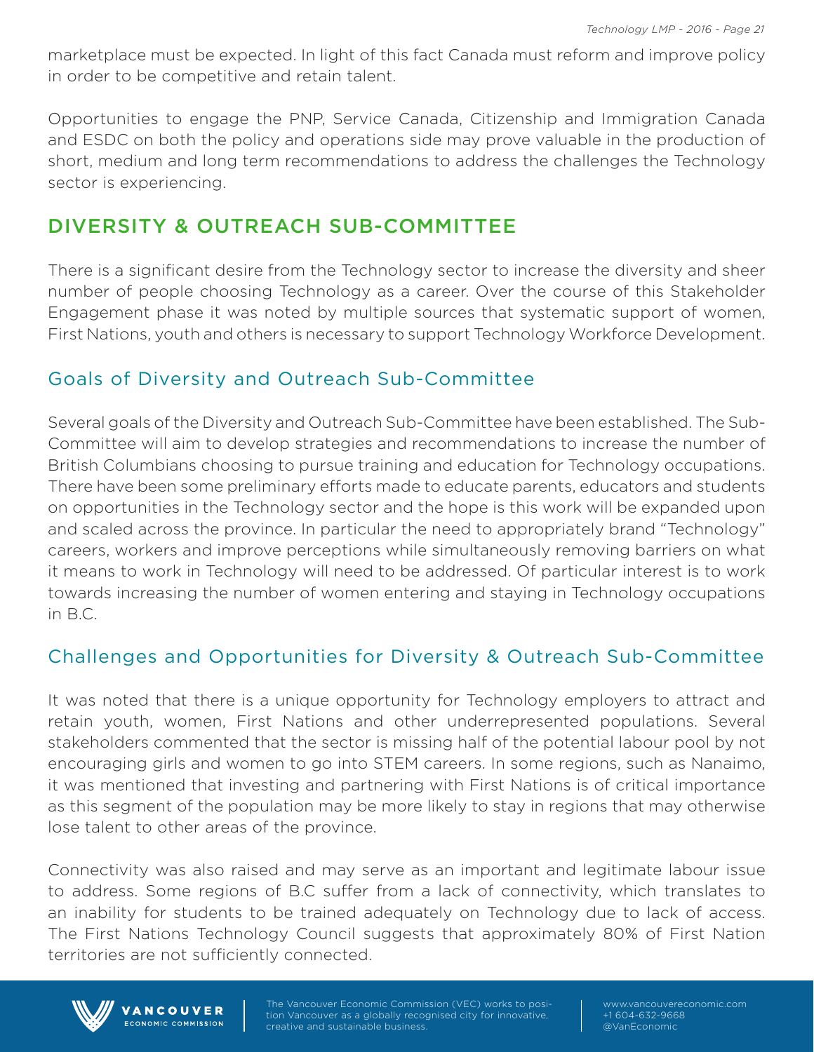marketplace must be expected. In light of this fact Canada must reform and improve policy in order to be competitive and retain talent.

Opportunities to engage the PNP, Service Canada, Citizenship and Immigration Canada and ESDC on both the policy and operations side may prove valuable in the production of short, medium and long term recommendations to address the challenges the Technology sector is experiencing.

## DIVERSITY & OUTREACH SUB-COMMITTEE

There is a significant desire from the Technology sector to increase the diversity and sheer number of people choosing Technology as a career. Over the course of this Stakeholder Engagement phase it was noted by multiple sources that systematic support of women, First Nations, youth and others is necessary to support Technology Workforce Development.

### Goals of Diversity and Outreach Sub-Committee

Several goals of the Diversity and Outreach Sub-Committee have been established. The Sub-Committee will aim to develop strategies and recommendations to increase the number of British Columbians choosing to pursue training and education for Technology occupations. There have been some preliminary efforts made to educate parents, educators and students on opportunities in the Technology sector and the hope is this work will be expanded upon and scaled across the province. In particular the need to appropriately brand "Technology" careers, workers and improve perceptions while simultaneously removing barriers on what it means to work in Technology will need to be addressed. Of particular interest is to work towards increasing the number of women entering and staying in Technology occupations in B.C.

### Challenges and Opportunities for Diversity & Outreach Sub-Committee

It was noted that there is a unique opportunity for Technology employers to attract and retain youth, women, First Nations and other underrepresented populations. Several stakeholders commented that the sector is missing half of the potential labour pool by not encouraging girls and women to go into STEM careers. In some regions, such as Nanaimo, it was mentioned that investing and partnering with First Nations is of critical importance as this segment of the population may be more likely to stay in regions that may otherwise lose talent to other areas of the province.

Connectivity was also raised and may serve as an important and legitimate labour issue to address. Some regions of B.C suffer from a lack of connectivity, which translates to an inability for students to be trained adequately on Technology due to lack of access. The First Nations Technology Council suggests that approximately 80% of First Nation territories are not sufficiently connected.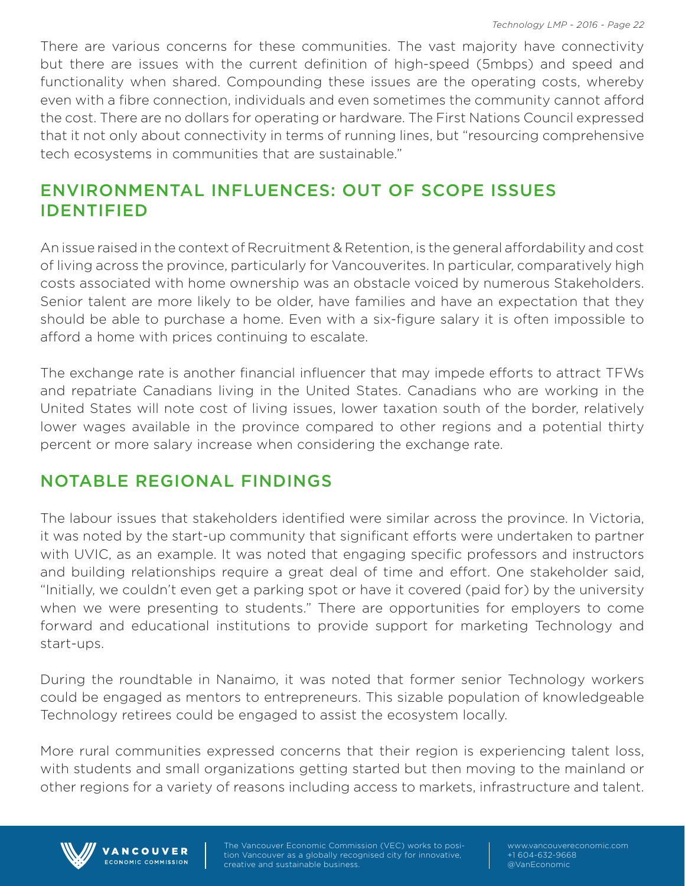There are various concerns for these communities. The vast majority have connectivity but there are issues with the current definition of high-speed (5mbps) and speed and functionality when shared. Compounding these issues are the operating costs, whereby even with a fibre connection, individuals and even sometimes the community cannot afford the cost. There are no dollars for operating or hardware. The First Nations Council expressed that it not only about connectivity in terms of running lines, but "resourcing comprehensive tech ecosystems in communities that are sustainable."

## ENVIRONMENTAL INFLUENCES: OUT OF SCOPE ISSUES IDENTIFIED

An issue raised in the context of Recruitment & Retention, is the general affordability and cost of living across the province, particularly for Vancouverites. In particular, comparatively high costs associated with home ownership was an obstacle voiced by numerous Stakeholders. Senior talent are more likely to be older, have families and have an expectation that they should be able to purchase a home. Even with a six-figure salary it is often impossible to afford a home with prices continuing to escalate.

The exchange rate is another financial influencer that may impede efforts to attract TFWs and repatriate Canadians living in the United States. Canadians who are working in the United States will note cost of living issues, lower taxation south of the border, relatively lower wages available in the province compared to other regions and a potential thirty percent or more salary increase when considering the exchange rate.

## NOTABLE REGIONAL FINDINGS

The labour issues that stakeholders identified were similar across the province. In Victoria, it was noted by the start-up community that significant efforts were undertaken to partner with UVIC, as an example. It was noted that engaging specific professors and instructors and building relationships require a great deal of time and effort. One stakeholder said, "Initially, we couldn't even get a parking spot or have it covered (paid for) by the university when we were presenting to students." There are opportunities for employers to come forward and educational institutions to provide support for marketing Technology and start-ups.

During the roundtable in Nanaimo, it was noted that former senior Technology workers could be engaged as mentors to entrepreneurs. This sizable population of knowledgeable Technology retirees could be engaged to assist the ecosystem locally.

More rural communities expressed concerns that their region is experiencing talent loss, with students and small organizations getting started but then moving to the mainland or other regions for a variety of reasons including access to markets, infrastructure and talent.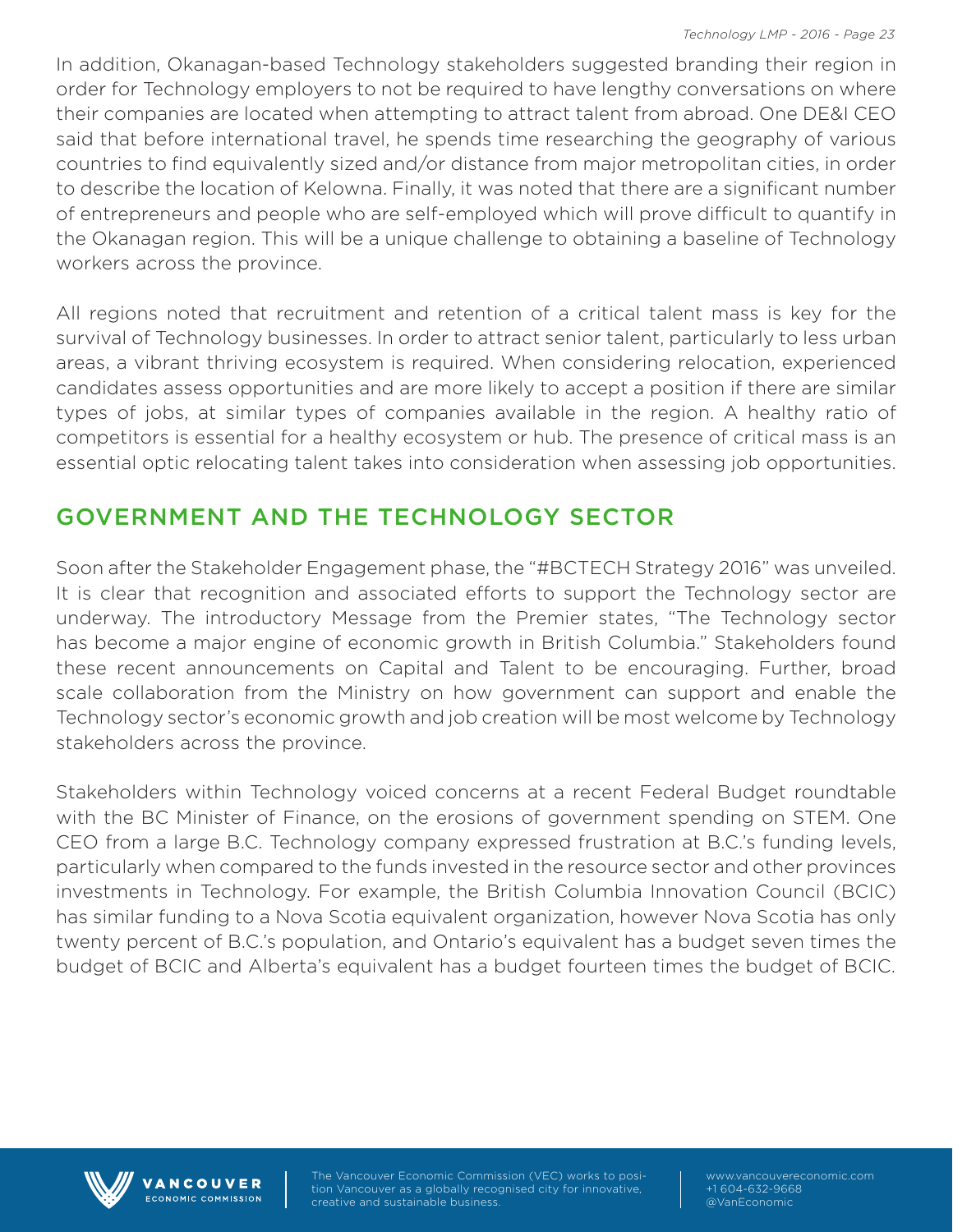In addition, Okanagan-based Technology stakeholders suggested branding their region in order for Technology employers to not be required to have lengthy conversations on where their companies are located when attempting to attract talent from abroad. One DE&I CEO said that before international travel, he spends time researching the geography of various countries to find equivalently sized and/or distance from major metropolitan cities, in order to describe the location of Kelowna. Finally, it was noted that there are a significant number of entrepreneurs and people who are self-employed which will prove difficult to quantify in the Okanagan region. This will be a unique challenge to obtaining a baseline of Technology workers across the province.

All regions noted that recruitment and retention of a critical talent mass is key for the survival of Technology businesses. In order to attract senior talent, particularly to less urban areas, a vibrant thriving ecosystem is required. When considering relocation, experienced candidates assess opportunities and are more likely to accept a position if there are similar types of jobs, at similar types of companies available in the region. A healthy ratio of competitors is essential for a healthy ecosystem or hub. The presence of critical mass is an essential optic relocating talent takes into consideration when assessing job opportunities.

## GOVERNMENT AND THE TECHNOLOGY SECTOR

Soon after the Stakeholder Engagement phase, the "#BCTECH Strategy 2016" was unveiled. It is clear that recognition and associated efforts to support the Technology sector are underway. The introductory Message from the Premier states, "The Technology sector has become a major engine of economic growth in British Columbia." Stakeholders found these recent announcements on Capital and Talent to be encouraging. Further, broad scale collaboration from the Ministry on how government can support and enable the Technology sector's economic growth and job creation will be most welcome by Technology stakeholders across the province.

Stakeholders within Technology voiced concerns at a recent Federal Budget roundtable with the BC Minister of Finance, on the erosions of government spending on STEM. One CEO from a large B.C. Technology company expressed frustration at B.C.'s funding levels, particularly when compared to the funds invested in the resource sector and other provinces investments in Technology. For example, the British Columbia Innovation Council (BCIC) has similar funding to a Nova Scotia equivalent organization, however Nova Scotia has only twenty percent of B.C.'s population, and Ontario's equivalent has a budget seven times the budget of BCIC and Alberta's equivalent has a budget fourteen times the budget of BCIC.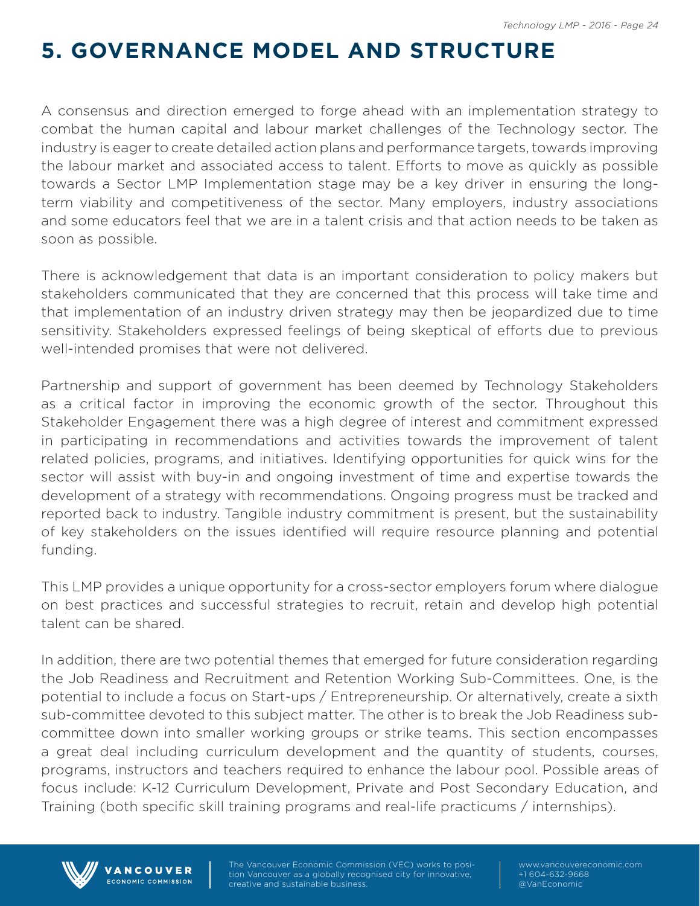# 5. GOVERNANCE MODEL AND STRUCTURE

A consensus and direction emerged to forge ahead with an implementation strategy to combat the human capital and labour market challenges of the Technology sector. The industry is eager to create detailed action plans and performance targets, towards improving the labour market and associated access to talent. Efforts to move as quickly as possible towards a Sector LMP Implementation stage may be a key driver in ensuring the long-term viability and competitiveness of the sector. Many employers, industry associations and some educators feel that we are in a talent crisis and that action needs to be taken as soon as possible.

There is acknowledgement that data is an important consideration to policy makers but stakeholders communicated that they are concerned that this process will take time and that implementation of an industry driven strategy may then be jeopardized due to time sensitivity. Stakeholders expressed feelings of being skeptical of efforts due to previous well-intended promises that were not delivered.

Partnership and support of government has been deemed by Technology Stakeholders as a critical factor in improving the economic growth of the sector. Throughout this Stakeholder Engagement there was a high degree of interest and commitment expressed in participating in recommendations and activities towards the improvement of talent related policies, programs, and initiatives. Identifying opportunities for quick wins for the sector will assist with buy-in and ongoing investment of time and expertise towards the development of a strategy with recommendations. Ongoing progress must be tracked and reported back to industry. Tangible industry commitment is present, but the sustainability of key stakeholders on the issues identified will require resource planning and potential funding.

This LMP provides a unique opportunity for a cross-sector employers forum where dialogue on best practices and successful strategies to recruit, retain and develop high potential talent can be shared.

In addition, there are two potential themes that emerged for future consideration regarding the Job Readiness and Recruitment and Retention Working Sub-Committees. One, is the potential to include a focus on Start-ups / Entrepreneurship. Or alternatively, create a sixth sub-committee devoted to this subject matter. The other is to break the Job Readiness sub-committee down into smaller working groups or strike teams. This section encompasses a great deal including curriculum development and the quantity of students, courses, programs, instructors and teachers required to enhance the labour pool. Possible areas of focus include: K-12 Curriculum Development, Private and Post Secondary Education, and Training (both specific skill training programs and real-life practicums / internships).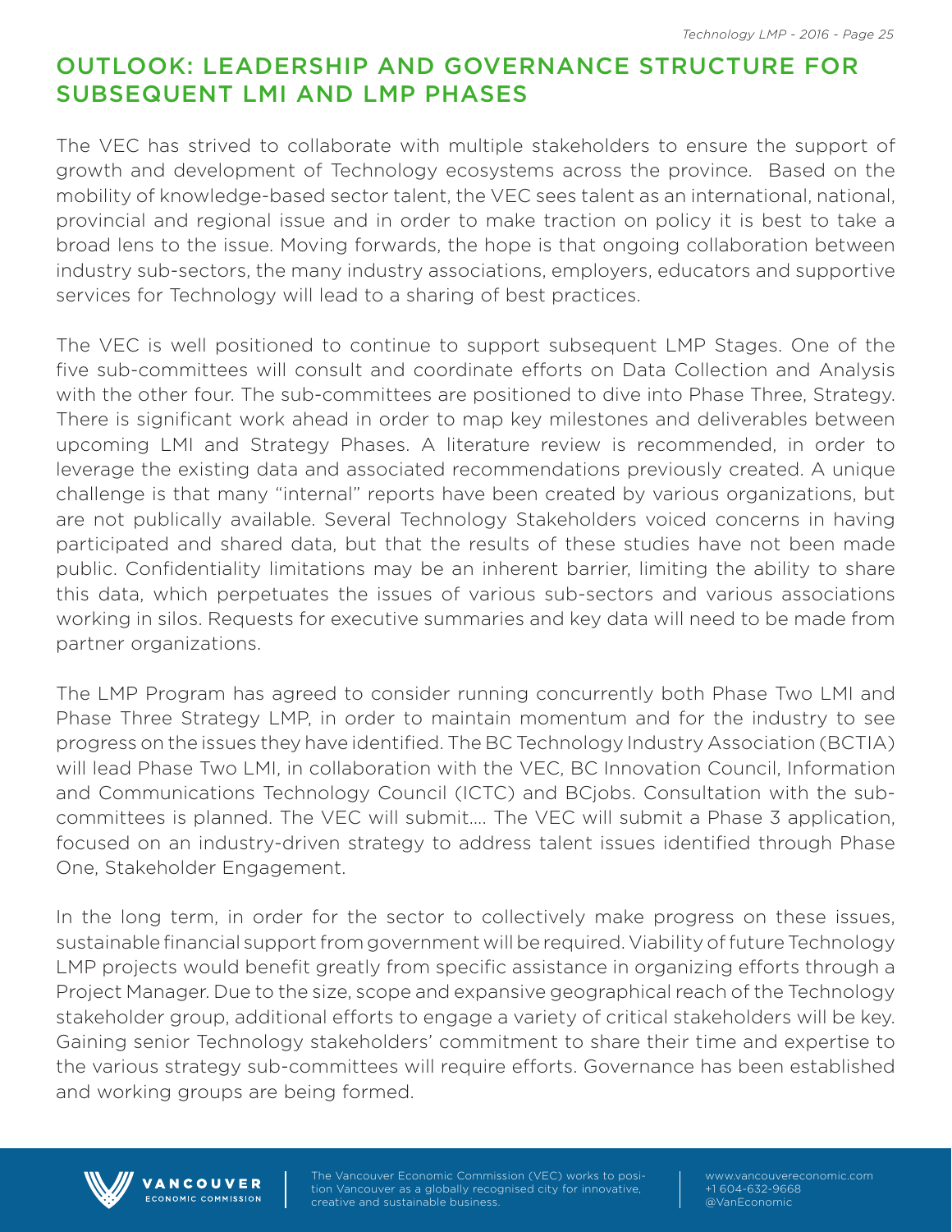## OUTLOOK: LEADERSHIP AND GOVERNANCE STRUCTURE FOR SUBSEQUENT LMI AND LMP PHASES

The VEC has strived to collaborate with multiple stakeholders to ensure the support of growth and development of Technology ecosystems across the province. Based on the mobility of knowledge-based sector talent, the VEC sees talent as an international, national, provincial and regional issue and in order to make traction on policy it is best to take a broad lens to the issue. Moving forwards, the hope is that ongoing collaboration between industry sub-sectors, the many industry associations, employers, educators and supportive services for Technology will lead to a sharing of best practices.

The VEC is well positioned to continue to support subsequent LMP Stages. One of the five sub-committees will consult and coordinate efforts on Data Collection and Analysis with the other four. The sub-committees are positioned to dive into Phase Three, Strategy. There is significant work ahead in order to map key milestones and deliverables between upcoming LMI and Strategy Phases. A literature review is recommended, in order to leverage the existing data and associated recommendations previously created. A unique challenge is that many "internal" reports have been created by various organizations, but are not publically available. Several Technology Stakeholders voiced concerns in having participated and shared data, but that the results of these studies have not been made public. Confidentiality limitations may be an inherent barrier, limiting the ability to share this data, which perpetuates the issues of various sub-sectors and various associations working in silos. Requests for executive summaries and key data will need to be made from partner organizations.

The LMP Program has agreed to consider running concurrently both Phase Two LMI and Phase Three Strategy LMP, in order to maintain momentum and for the industry to see progress on the issues they have identified. The BC Technology Industry Association (BCTIA) will lead Phase Two LMI, in collaboration with the VEC, BC Innovation Council, Information and Communications Technology Council (ICTC) and BCjobs. Consultation with the sub-committees is planned. The VEC will submit…. The VEC will submit a Phase 3 application, focused on an industry-driven strategy to address talent issues identified through Phase One, Stakeholder Engagement.

In the long term, in order for the sector to collectively make progress on these issues, sustainable financial support from government will be required. Viability of future Technology LMP projects would benefit greatly from specific assistance in organizing efforts through a Project Manager. Due to the size, scope and expansive geographical reach of the Technology stakeholder group, additional efforts to engage a variety of critical stakeholders will be key. Gaining senior Technology stakeholders' commitment to share their time and expertise to the various strategy sub-committees will require efforts. Governance has been established and working groups are being formed.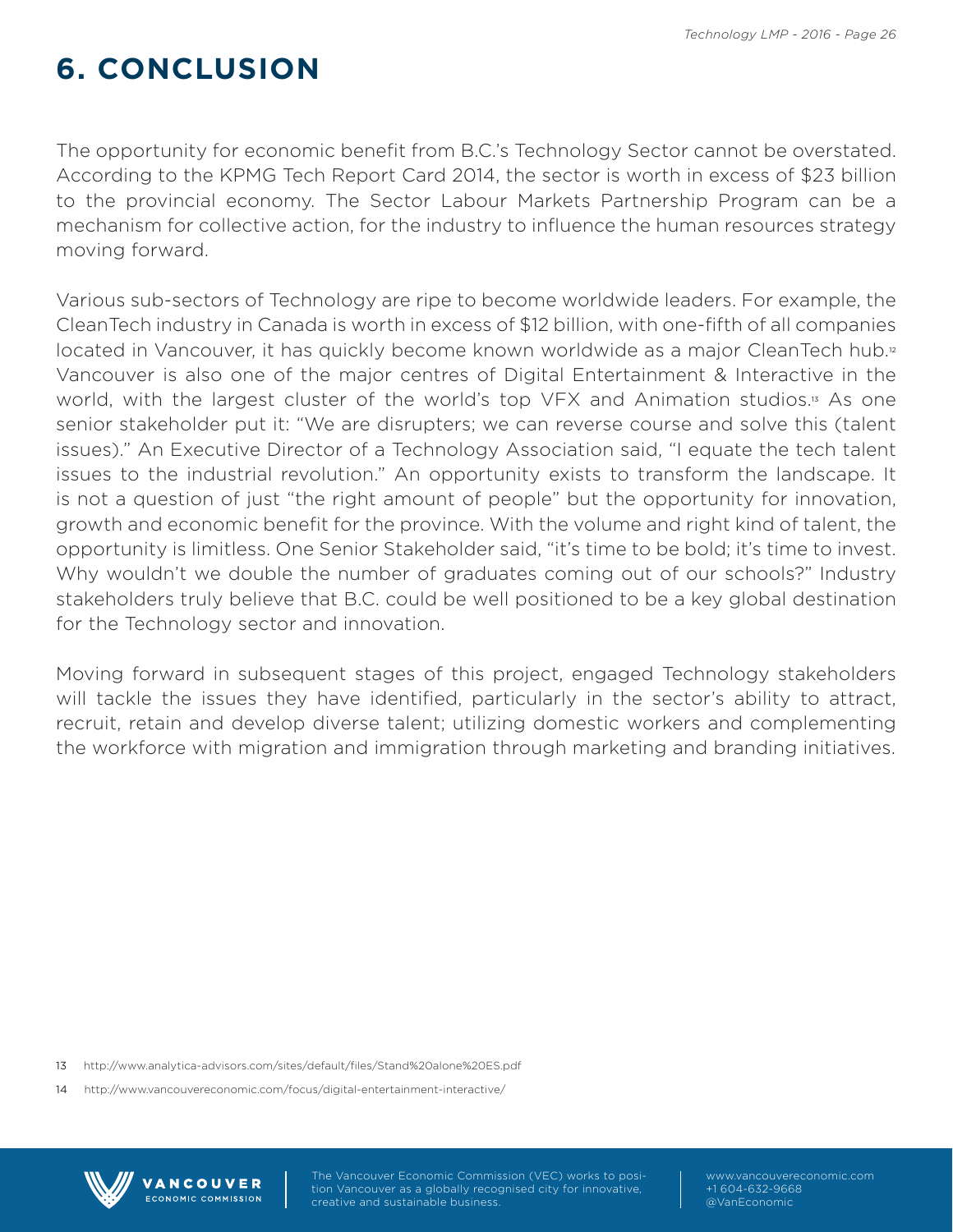# 6. CONCLUSION

The opportunity for economic benefit from B.C.'s Technology Sector cannot be overstated. According to the KPMG Tech Report Card 2014, the sector is worth in excess of $23 billion to the provincial economy. The Sector Labour Markets Partnership Program can be a mechanism for collective action, for the industry to influence the human resources strategy moving forward.

Various sub-sectors of Technology are ripe to become worldwide leaders. For example, the CleanTech industry in Canada is worth in excess of $12 billion, with one-fifth of all companies located in Vancouver, it has quickly become known worldwide as a major CleanTech hub.[12] Vancouver is also one of the major centres of Digital Entertainment & Interactive in the world, with the largest cluster of the world's top VFX and Animation studios.[13] As one senior stakeholder put it: "We are disrupters; we can reverse course and solve this (talent issues)." An Executive Director of a Technology Association said, "I equate the tech talent issues to the industrial revolution." An opportunity exists to transform the landscape. It is not a question of just "the right amount of people" but the opportunity for innovation, growth and economic benefit for the province. With the volume and right kind of talent, the opportunity is limitless. One Senior Stakeholder said, "it's time to be bold; it's time to invest. Why wouldn't we double the number of graduates coming out of our schools?" Industry stakeholders truly believe that B.C. could be well positioned to be a key global destination for the Technology sector and innovation.

Moving forward in subsequent stages of this project, engaged Technology stakeholders will tackle the issues they have identified, particularly in the sector's ability to attract, recruit, retain and develop diverse talent; utilizing domestic workers and complementing the workforce with migration and immigration through marketing and branding initiatives.

13 http://www.analytica-advisors.com/sites/default/files/Stand%20alone%20ES.pdf

14 http://www.vancouvereconomic.com/focus/digital-entertainment-interactive/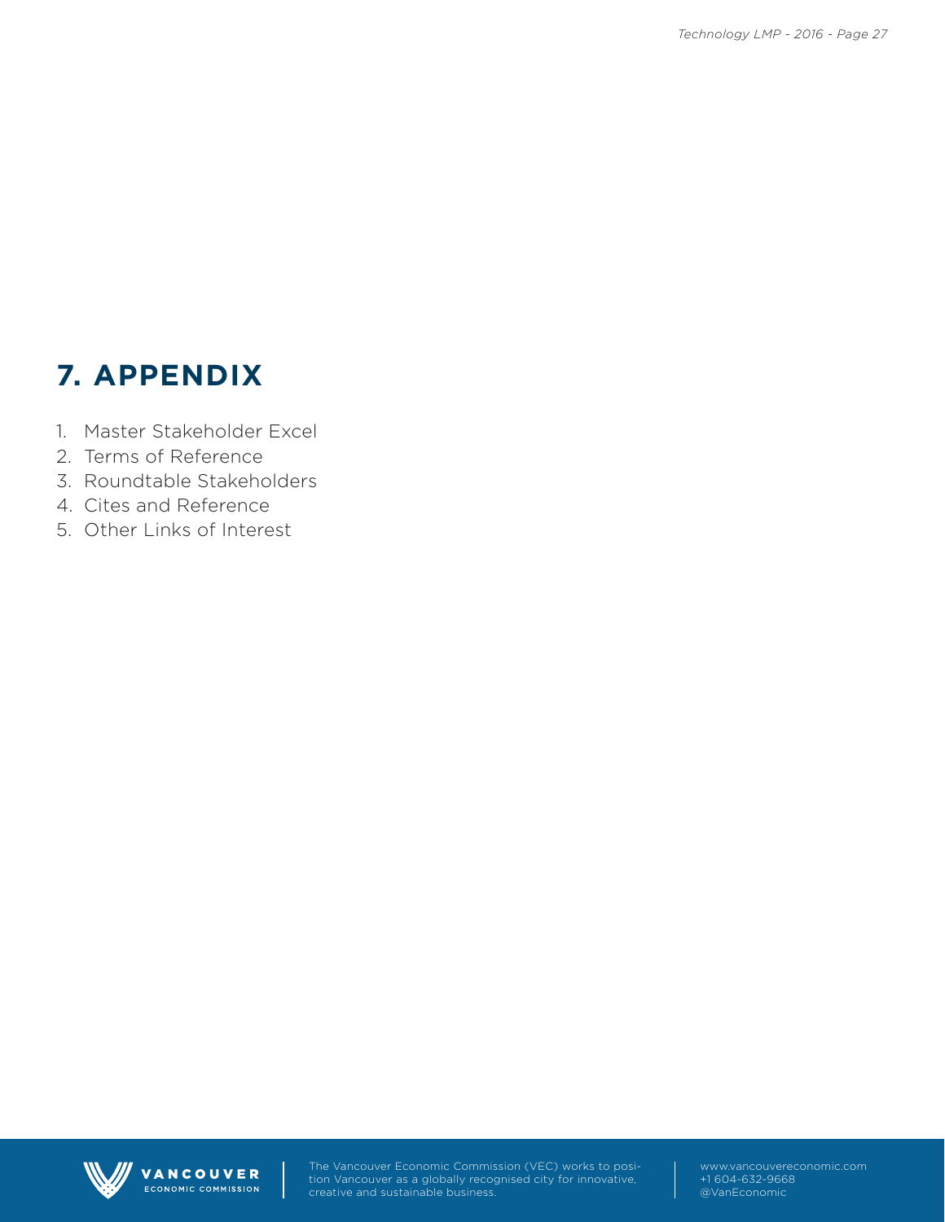# 7. APPENDIX

1. Master Stakeholder Excel
2. Terms of Reference
3. Roundtable Stakeholders
4. Cites and Reference
5. Other Links of Interest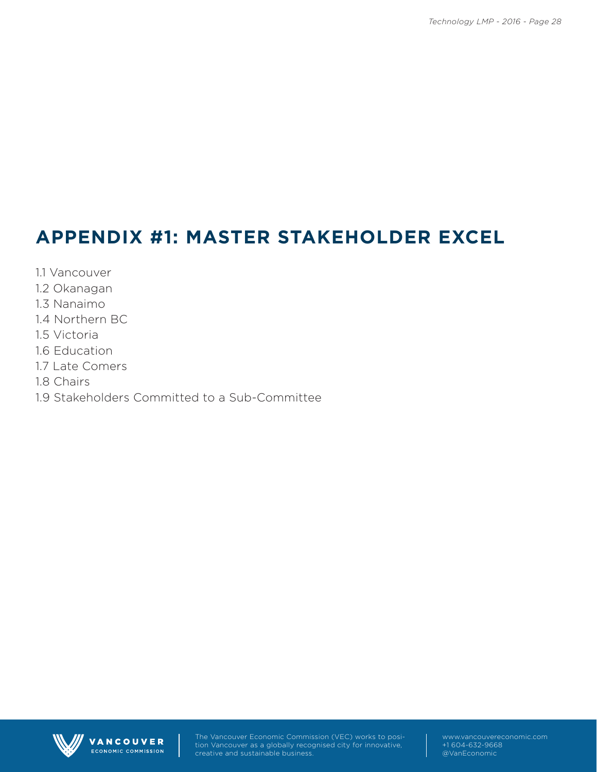# APPENDIX #1: MASTER STAKEHOLDER EXCEL

1.1 Vancouver
1.2 Okanagan
1.3 Nanaimo
1.4 Northern BC
1.5 Victoria
1.6 Education
1.7 Late Comers
1.8 Chairs
1.9 Stakeholders Committed to a Sub-Committee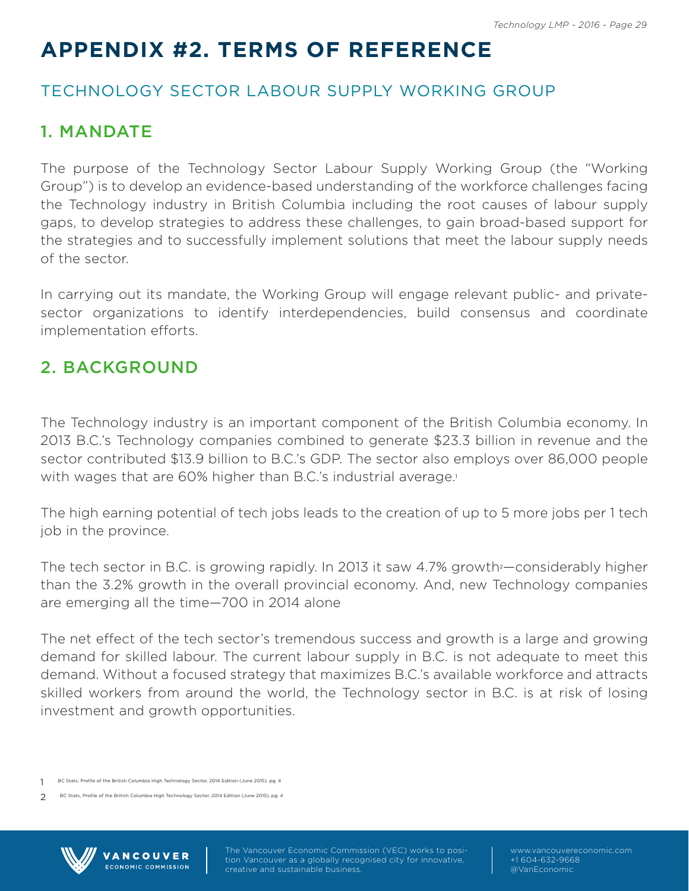# APPENDIX #2. TERMS OF REFERENCE

## TECHNOLOGY SECTOR LABOUR SUPPLY WORKING GROUP

### 1. MANDATE

The purpose of the Technology Sector Labour Supply Working Group (the "Working Group") is to develop an evidence-based understanding of the workforce challenges facing the Technology industry in British Columbia including the root causes of labour supply gaps, to develop strategies to address these challenges, to gain broad-based support for the strategies and to successfully implement solutions that meet the labour supply needs of the sector.

In carrying out its mandate, the Working Group will engage relevant public- and private-sector organizations to identify interdependencies, build consensus and coordinate implementation efforts.

### 2. BACKGROUND

The Technology industry is an important component of the British Columbia economy. In 2013 B.C.'s Technology companies combined to generate $23.3 billion in revenue and the sector contributed $13.9 billion to B.C.'s GDP. The sector also employs over 86,000 people with wages that are 60% higher than B.C.'s industrial average.[1]

The high earning potential of tech jobs leads to the creation of up to 5 more jobs per 1 tech job in the province.

The tech sector in B.C. is growing rapidly. In 2013 it saw 4.7% growth[2]—considerably higher than the 3.2% growth in the overall provincial economy. And, new Technology companies are emerging all the time—700 in 2014 alone

The net effect of the tech sector's tremendous success and growth is a large and growing demand for skilled labour. The current labour supply in B.C. is not adequate to meet this demand. Without a focused strategy that maximizes B.C.'s available workforce and attracts skilled workers from around the world, the Technology sector in B.C. is at risk of losing investment and growth opportunities.

1 BC Stats, Profile of the British Columbia High Technology Sector, 2014 Edition (June 2015), pg. 4

2 BC Stats, Profile of the British Columbia High Technology Sector, 2014 Edition (June 2015), pg. 4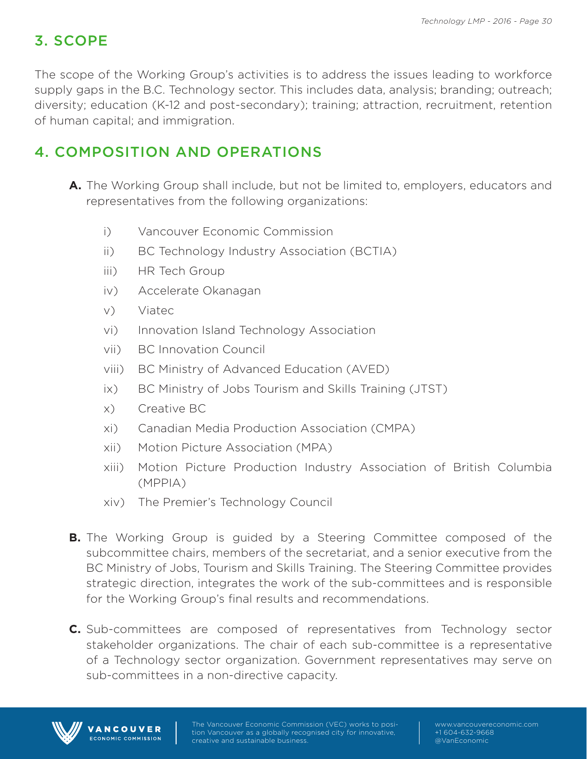## 3. SCOPE

The scope of the Working Group's activities is to address the issues leading to workforce supply gaps in the B.C. Technology sector. This includes data, analysis; branding; outreach; diversity; education (K-12 and post-secondary); training; attraction, recruitment, retention of human capital; and immigration.

## 4. COMPOSITION AND OPERATIONS

**A.** The Working Group shall include, but not be limited to, employers, educators and representatives from the following organizations:

i) Vancouver Economic Commission
ii) BC Technology Industry Association (BCTIA)
iii) HR Tech Group
iv) Accelerate Okanagan
v) Viatec
vi) Innovation Island Technology Association
vii) BC Innovation Council
viii) BC Ministry of Advanced Education (AVED)
ix) BC Ministry of Jobs Tourism and Skills Training (JTST)
x) Creative BC
xi) Canadian Media Production Association (CMPA)
xii) Motion Picture Association (MPA)
xiii) Motion Picture Production Industry Association of British Columbia (MPPIA)
xiv) The Premier's Technology Council

**B.** The Working Group is guided by a Steering Committee composed of the subcommittee chairs, members of the secretariat, and a senior executive from the BC Ministry of Jobs, Tourism and Skills Training. The Steering Committee provides strategic direction, integrates the work of the sub-committees and is responsible for the Working Group's final results and recommendations.

**C.** Sub-committees are composed of representatives from Technology sector stakeholder organizations. The chair of each sub-committee is a representative of a Technology sector organization. Government representatives may serve on sub-committees in a non-directive capacity.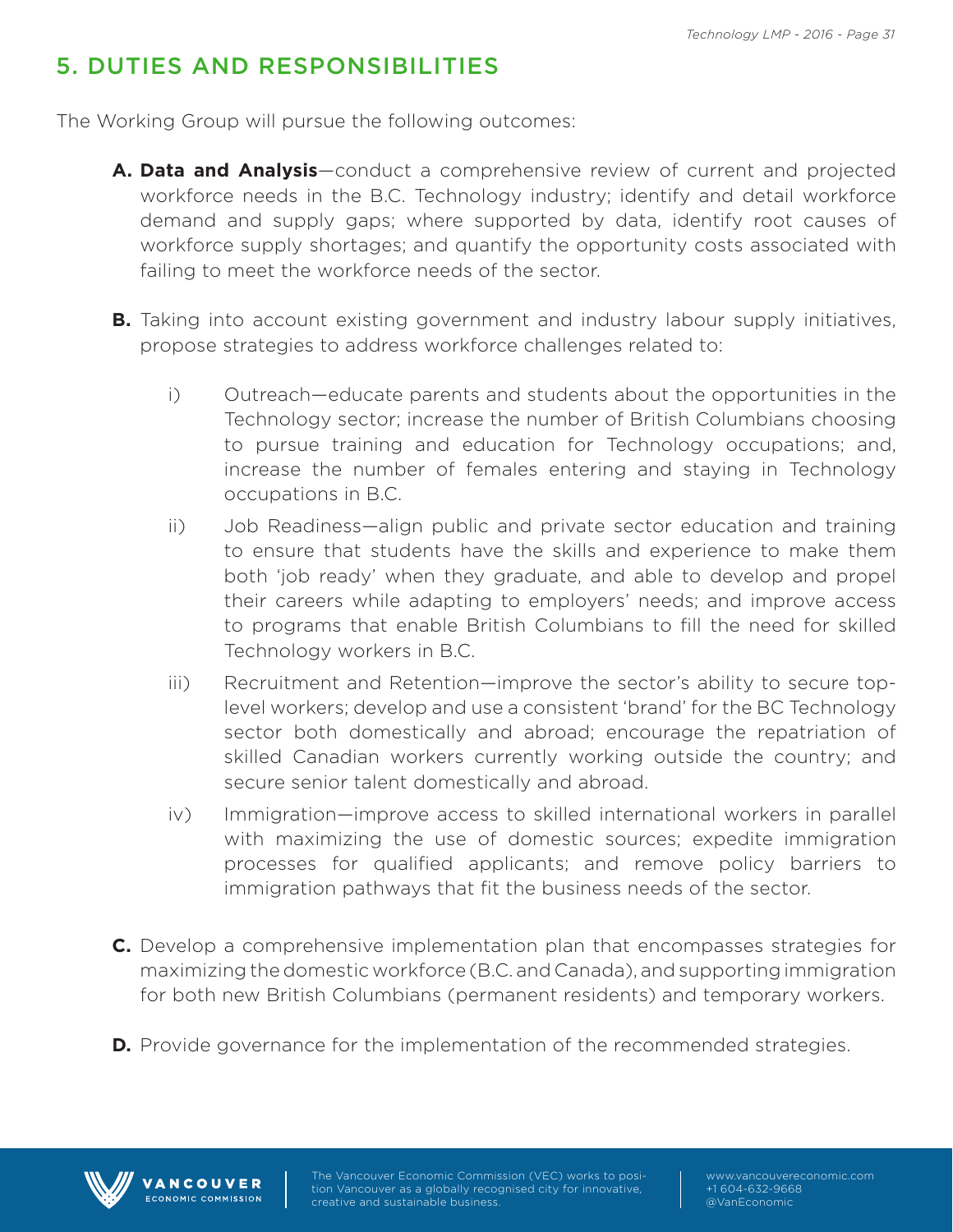## 5. DUTIES AND RESPONSIBILITIES

The Working Group will pursue the following outcomes:

**A. Data and Analysis**—conduct a comprehensive review of current and projected workforce needs in the B.C. Technology industry; identify and detail workforce demand and supply gaps; where supported by data, identify root causes of workforce supply shortages; and quantify the opportunity costs associated with failing to meet the workforce needs of the sector.

**B.** Taking into account existing government and industry labour supply initiatives, propose strategies to address workforce challenges related to:

- i) Outreach—educate parents and students about the opportunities in the Technology sector; increase the number of British Columbians choosing to pursue training and education for Technology occupations; and, increase the number of females entering and staying in Technology occupations in B.C.
- ii) Job Readiness—align public and private sector education and training to ensure that students have the skills and experience to make them both 'job ready' when they graduate, and able to develop and propel their careers while adapting to employers' needs; and improve access to programs that enable British Columbians to fill the need for skilled Technology workers in B.C.
- iii) Recruitment and Retention—improve the sector's ability to secure top-level workers; develop and use a consistent 'brand' for the BC Technology sector both domestically and abroad; encourage the repatriation of skilled Canadian workers currently working outside the country; and secure senior talent domestically and abroad.
- iv) Immigration—improve access to skilled international workers in parallel with maximizing the use of domestic sources; expedite immigration processes for qualified applicants; and remove policy barriers to immigration pathways that fit the business needs of the sector.

**C.** Develop a comprehensive implementation plan that encompasses strategies for maximizing the domestic workforce (B.C. and Canada), and supporting immigration for both new British Columbians (permanent residents) and temporary workers.

**D.** Provide governance for the implementation of the recommended strategies.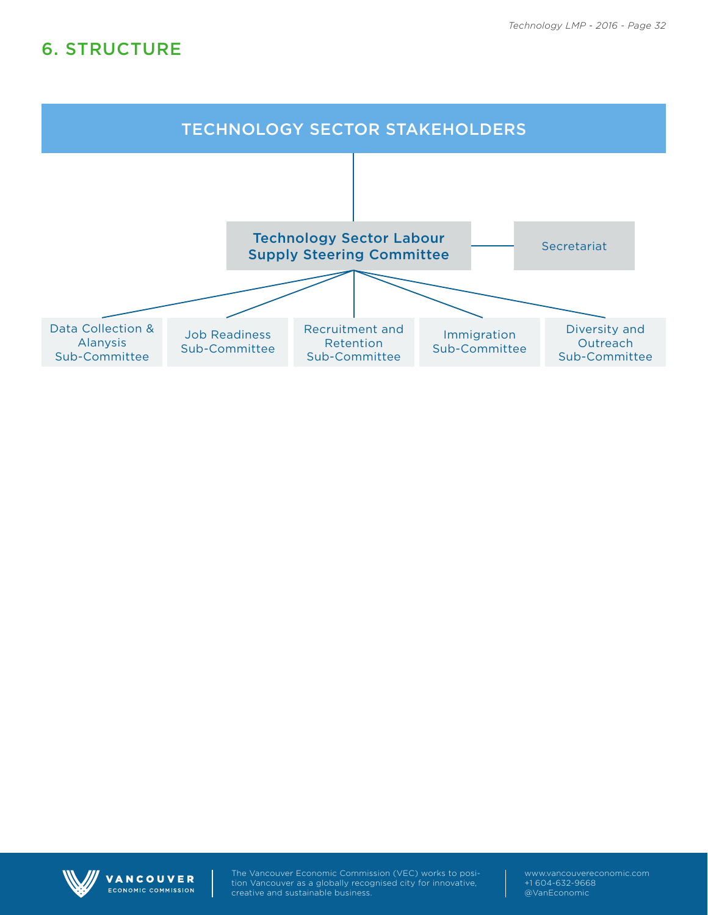## 6. STRUCTURE

**TECHNOLOGY SECTOR STAKEHOLDERS**

**Technology Sector Labour Supply Steering Committee** — Secretariat

- Data Collection & Alanysis Sub-Committee
- Job Readiness Sub-Committee
- Recruitment and Retention Sub-Committee
- Immigration Sub-Committee
- Diversity and Outreach Sub-Committee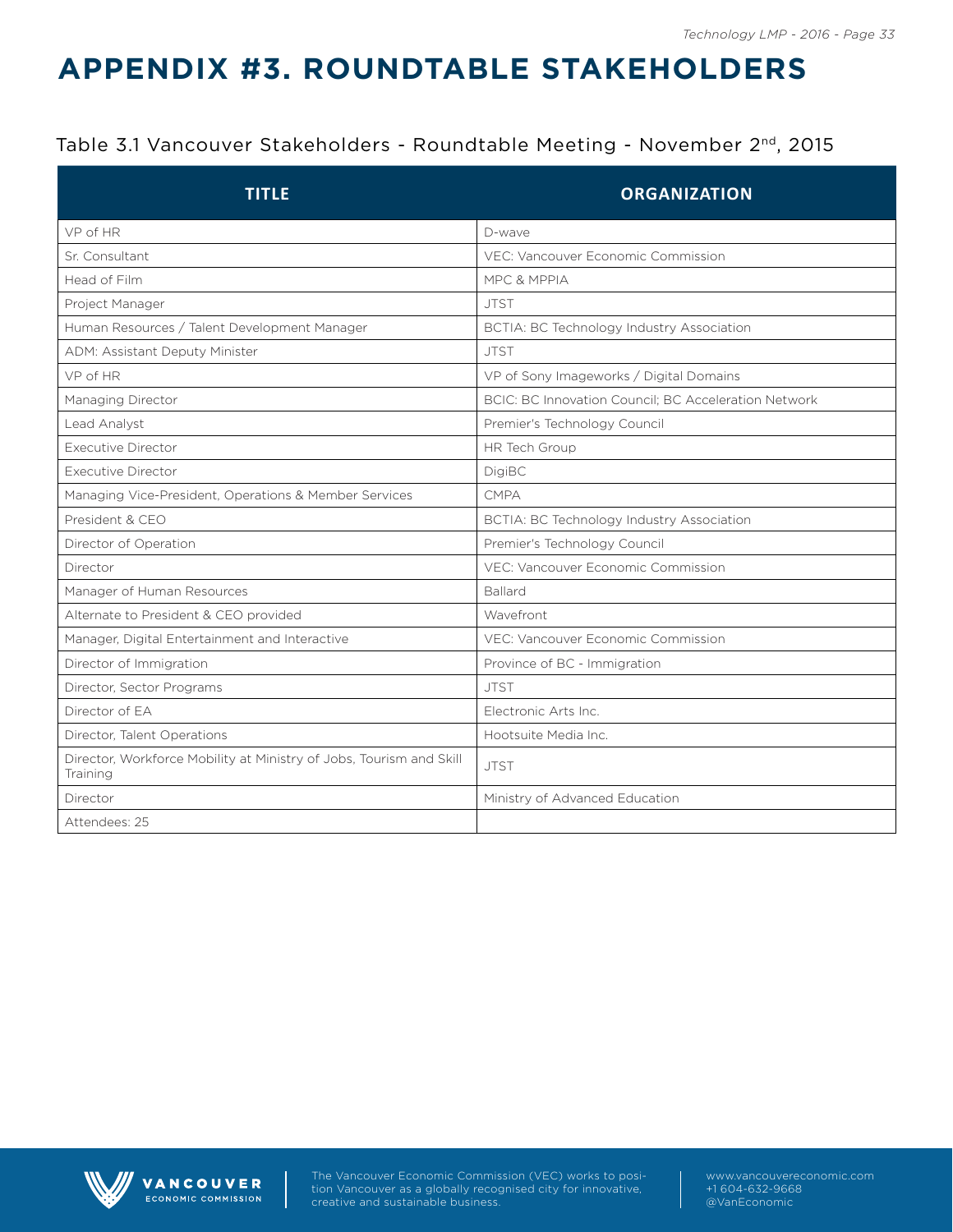# APPENDIX #3. ROUNDTABLE STAKEHOLDERS

Table 3.1 Vancouver Stakeholders - Roundtable Meeting - November 2nd, 2015

| TITLE | ORGANIZATION |
|---|---|
| VP of HR | D-wave |
| Sr. Consultant | VEC: Vancouver Economic Commission |
| Head of Film | MPC & MPPIA |
| Project Manager | JTST |
| Human Resources / Talent Development Manager | BCTIA: BC Technology Industry Association |
| ADM: Assistant Deputy Minister | JTST |
| VP of HR | VP of Sony Imageworks / Digital Domains |
| Managing Director | BCIC: BC Innovation Council; BC Acceleration Network |
| Lead Analyst | Premier's Technology Council |
| Executive Director | HR Tech Group |
| Executive Director | DigiBC |
| Managing Vice-President, Operations & Member Services | CMPA |
| President & CEO | BCTIA: BC Technology Industry Association |
| Director of Operation | Premier's Technology Council |
| Director | VEC: Vancouver Economic Commission |
| Manager of Human Resources | Ballard |
| Alternate to President & CEO provided | Wavefront |
| Manager, Digital Entertainment and Interactive | VEC: Vancouver Economic Commission |
| Director of Immigration | Province of BC - Immigration |
| Director, Sector Programs | JTST |
| Director of EA | Electronic Arts Inc. |
| Director, Talent Operations | Hootsuite Media Inc. |
| Director, Workforce Mobility at Ministry of Jobs, Tourism and Skill Training | JTST |
| Director | Ministry of Advanced Education |
| Attendees: 25 | |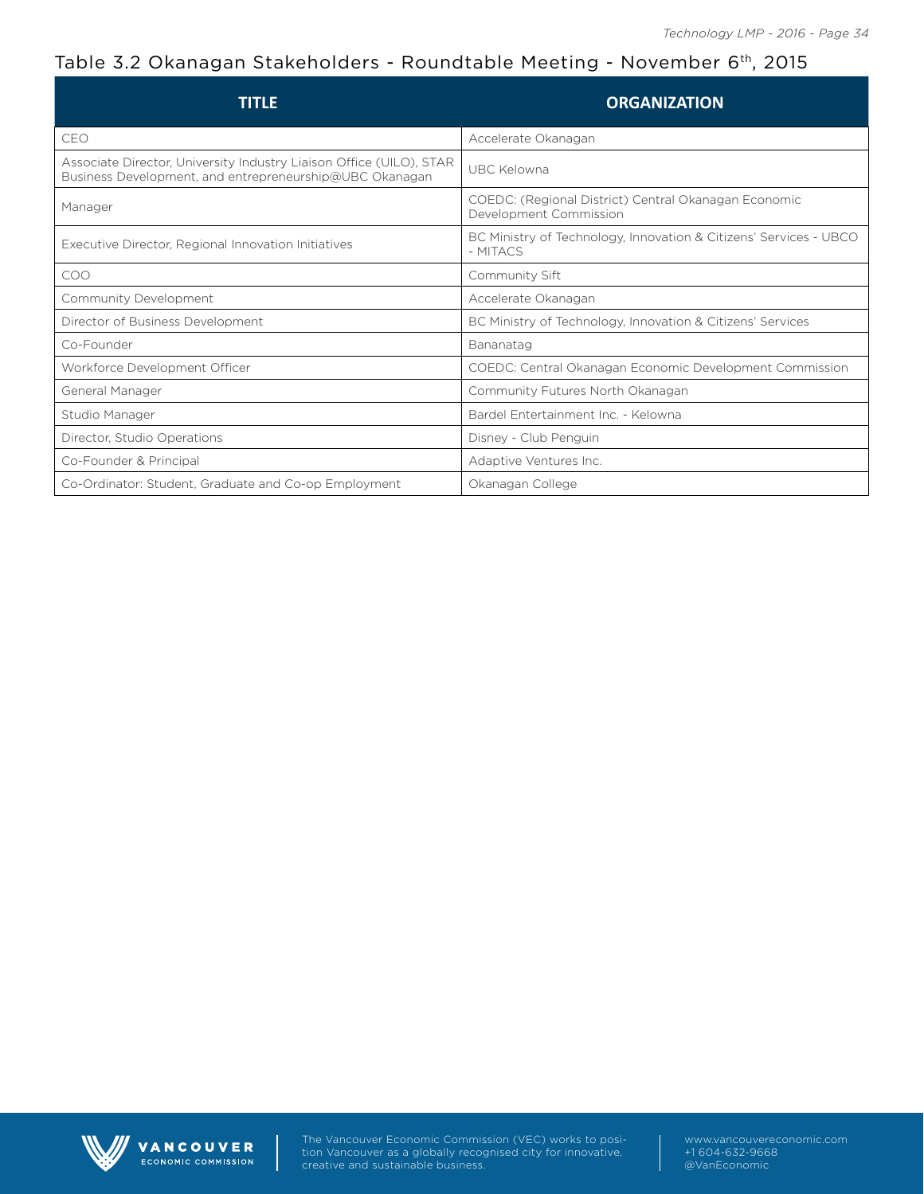## Table 3.2 Okanagan Stakeholders - Roundtable Meeting - November 6th, 2015

| TITLE | ORGANIZATION |
|---|---|
| CEO | Accelerate Okanagan |
| Associate Director, University Industry Liaison Office (UILO), STAR Business Development, and entrepreneurship@UBC Okanagan | UBC Kelowna |
| Manager | COEDC: (Regional District) Central Okanagan Economic Development Commission |
| Executive Director, Regional Innovation Initiatives | BC Ministry of Technology, Innovation & Citizens' Services - UBCO - MITACS |
| COO | Community Sift |
| Community Development | Accelerate Okanagan |
| Director of Business Development | BC Ministry of Technology, Innovation & Citizens' Services |
| Co-Founder | Bananatag |
| Workforce Development Officer | COEDC: Central Okanagan Economic Development Commission |
| General Manager | Community Futures North Okanagan |
| Studio Manager | Bardel Entertainment Inc. - Kelowna |
| Director, Studio Operations | Disney - Club Penguin |
| Co-Founder & Principal | Adaptive Ventures Inc. |
| Co-Ordinator: Student, Graduate and Co-op Employment | Okanagan College |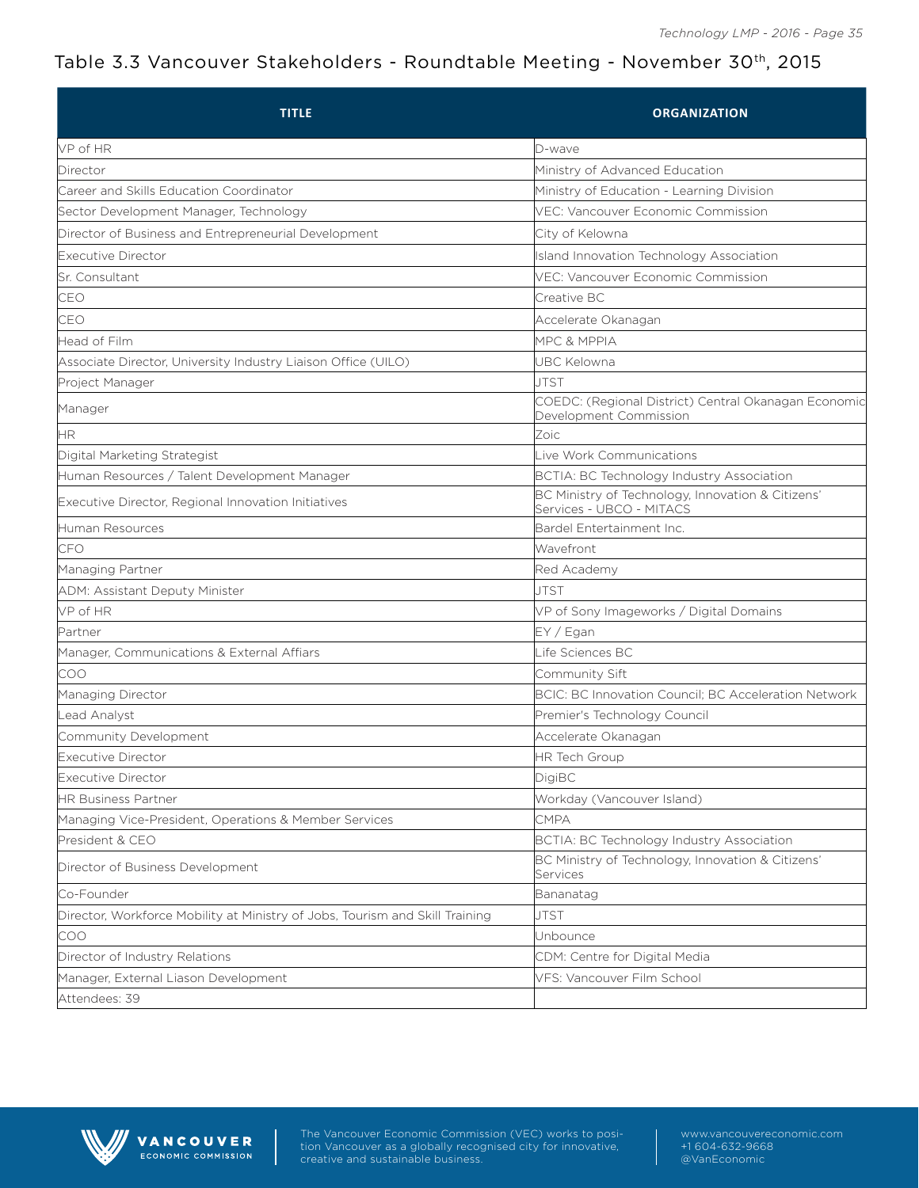## Table 3.3 Vancouver Stakeholders - Roundtable Meeting - November 30th, 2015

| TITLE | ORGANIZATION |
|---|---|
| VP of HR | D-wave |
| Director | Ministry of Advanced Education |
| Career and Skills Education Coordinator | Ministry of Education - Learning Division |
| Sector Development Manager, Technology | VEC: Vancouver Economic Commission |
| Director of Business and Entrepreneurial Development | City of Kelowna |
| Executive Director | Island Innovation Technology Association |
| Sr. Consultant | VEC: Vancouver Economic Commission |
| CEO | Creative BC |
| CEO | Accelerate Okanagan |
| Head of Film | MPC & MPPIA |
| Associate Director, University Industry Liaison Office (UILO) | UBC Kelowna |
| Project Manager | JTST |
| Manager | COEDC: (Regional District) Central Okanagan Economic Development Commission |
| HR | Zoic |
| Digital Marketing Strategist | Live Work Communications |
| Human Resources / Talent Development Manager | BCTIA: BC Technology Industry Association |
| Executive Director, Regional Innovation Initiatives | BC Ministry of Technology, Innovation & Citizens' Services - UBCO - MITACS |
| Human Resources | Bardel Entertainment Inc. |
| CFO | Wavefront |
| Managing Partner | Red Academy |
| ADM: Assistant Deputy Minister | JTST |
| VP of HR | VP of Sony Imageworks / Digital Domains |
| Partner | EY / Egan |
| Manager, Communications & External Affiars | Life Sciences BC |
| COO | Community Sift |
| Managing Director | BCIC: BC Innovation Council; BC Acceleration Network |
| Lead Analyst | Premier's Technology Council |
| Community Development | Accelerate Okanagan |
| Executive Director | HR Tech Group |
| Executive Director | DigiBC |
| HR Business Partner | Workday (Vancouver Island) |
| Managing Vice-President, Operations & Member Services | CMPA |
| President & CEO | BCTIA: BC Technology Industry Association |
| Director of Business Development | BC Ministry of Technology, Innovation & Citizens' Services |
| Co-Founder | Bananatag |
| Director, Workforce Mobility at Ministry of Jobs, Tourism and Skill Training | JTST |
| COO | Unbounce |
| Director of Industry Relations | CDM: Centre for Digital Media |
| Manager, External Liason Development | VFS: Vancouver Film School |
| Attendees: 39 | |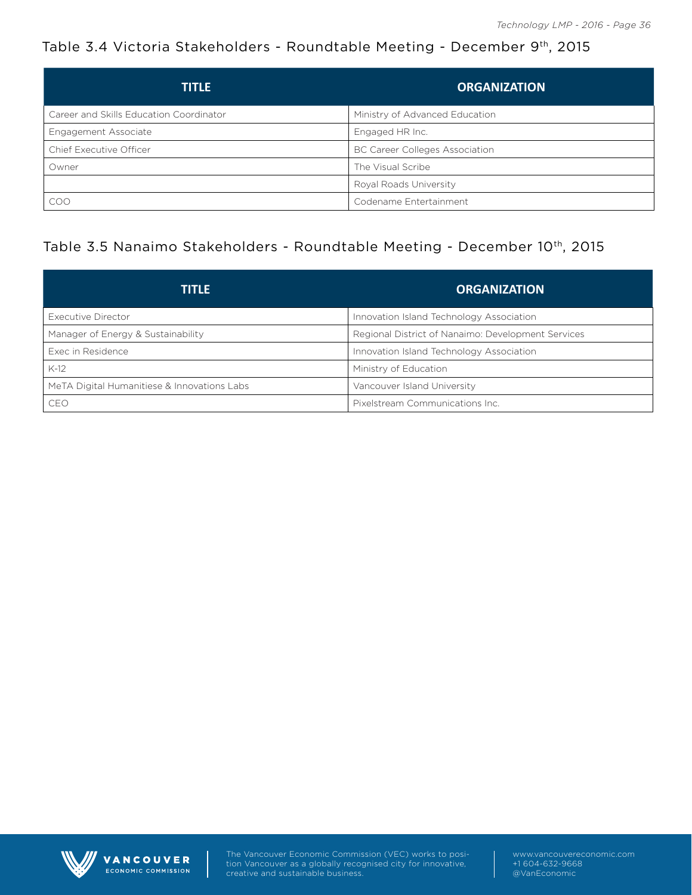### Table 3.4 Victoria Stakeholders - Roundtable Meeting - December 9th, 2015

| TITLE | ORGANIZATION |
|---|---|
| Career and Skills Education Coordinator | Ministry of Advanced Education |
| Engagement Associate | Engaged HR Inc. |
| Chief Executive Officer | BC Career Colleges Association |
| Owner | The Visual Scribe |
| | Royal Roads University |
| COO | Codename Entertainment |

### Table 3.5 Nanaimo Stakeholders - Roundtable Meeting - December 10th, 2015

| TITLE | ORGANIZATION |
|---|---|
| Executive Director | Innovation Island Technology Association |
| Manager of Energy & Sustainability | Regional District of Nanaimo: Development Services |
| Exec in Residence | Innovation Island Technology Association |
| K-12 | Ministry of Education |
| MeTA Digital Humanitiese & Innovations Labs | Vancouver Island University |
| CEO | Pixelstream Communications Inc. |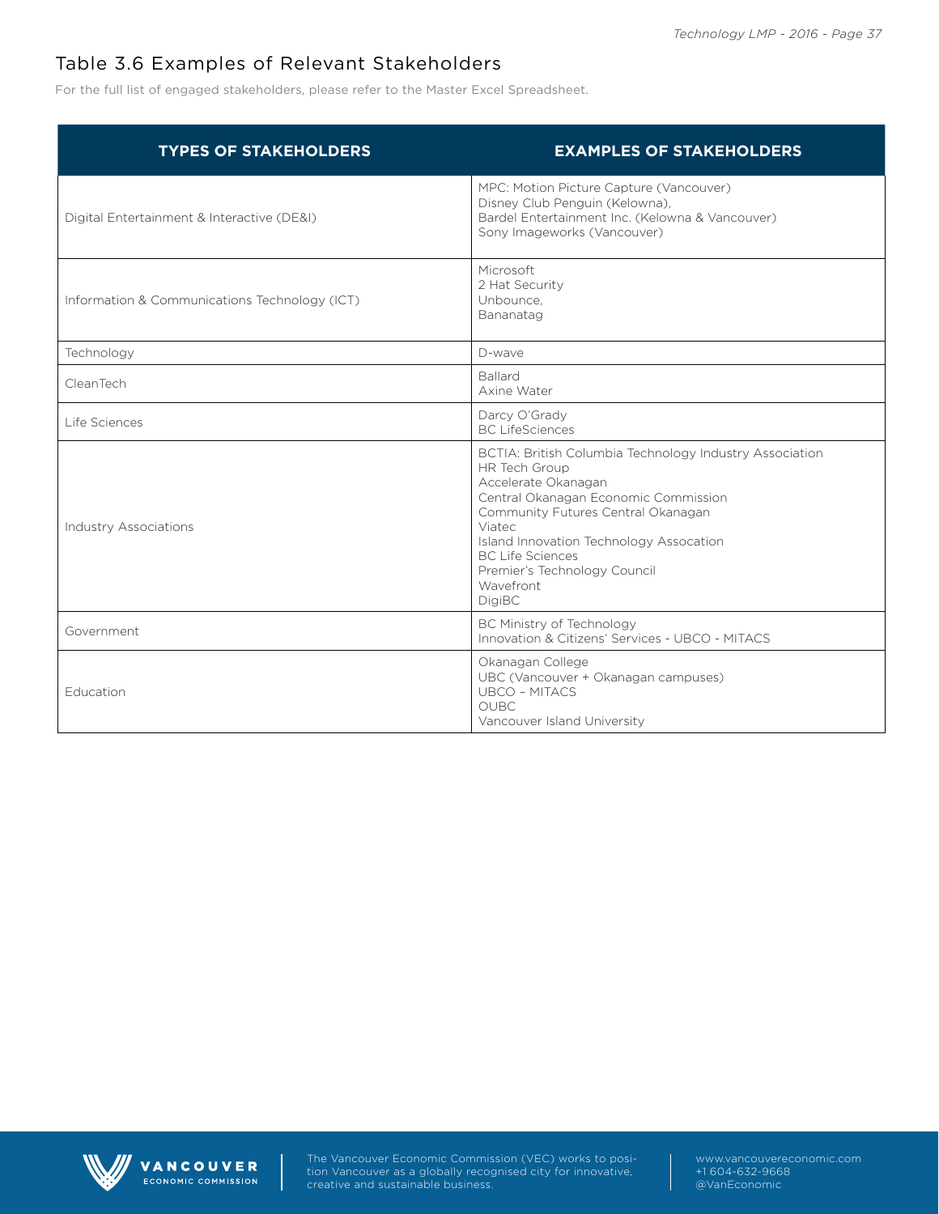## Table 3.6 Examples of Relevant Stakeholders

For the full list of engaged stakeholders, please refer to the Master Excel Spreadsheet.

| TYPES OF STAKEHOLDERS | EXAMPLES OF STAKEHOLDERS |
|---|---|
| Digital Entertainment & Interactive (DE&I) | MPC: Motion Picture Capture (Vancouver)<br>Disney Club Penguin (Kelowna),<br>Bardel Entertainment Inc. (Kelowna & Vancouver)<br>Sony Imageworks (Vancouver) |
| Information & Communications Technology (ICT) | Microsoft<br>2 Hat Security<br>Unbounce,<br>Bananatag |
| Technology | D-wave |
| CleanTech | Ballard<br>Axine Water |
| Life Sciences | Darcy O'Grady<br>BC LifeSciences |
| Industry Associations | BCTIA: British Columbia Technology Industry Association<br>HR Tech Group<br>Accelerate Okanagan<br>Central Okanagan Economic Commission<br>Community Futures Central Okanagan<br>Viatec<br>Island Innovation Technology Assocation<br>BC Life Sciences<br>Premier's Technology Council<br>Wavefront<br>DigiBC |
| Government | BC Ministry of Technology<br>Innovation & Citizens' Services - UBCO - MITACS |
| Education | Okanagan College<br>UBC (Vancouver + Okanagan campuses)<br>UBCO – MITACS<br>OUBC<br>Vancouver Island University |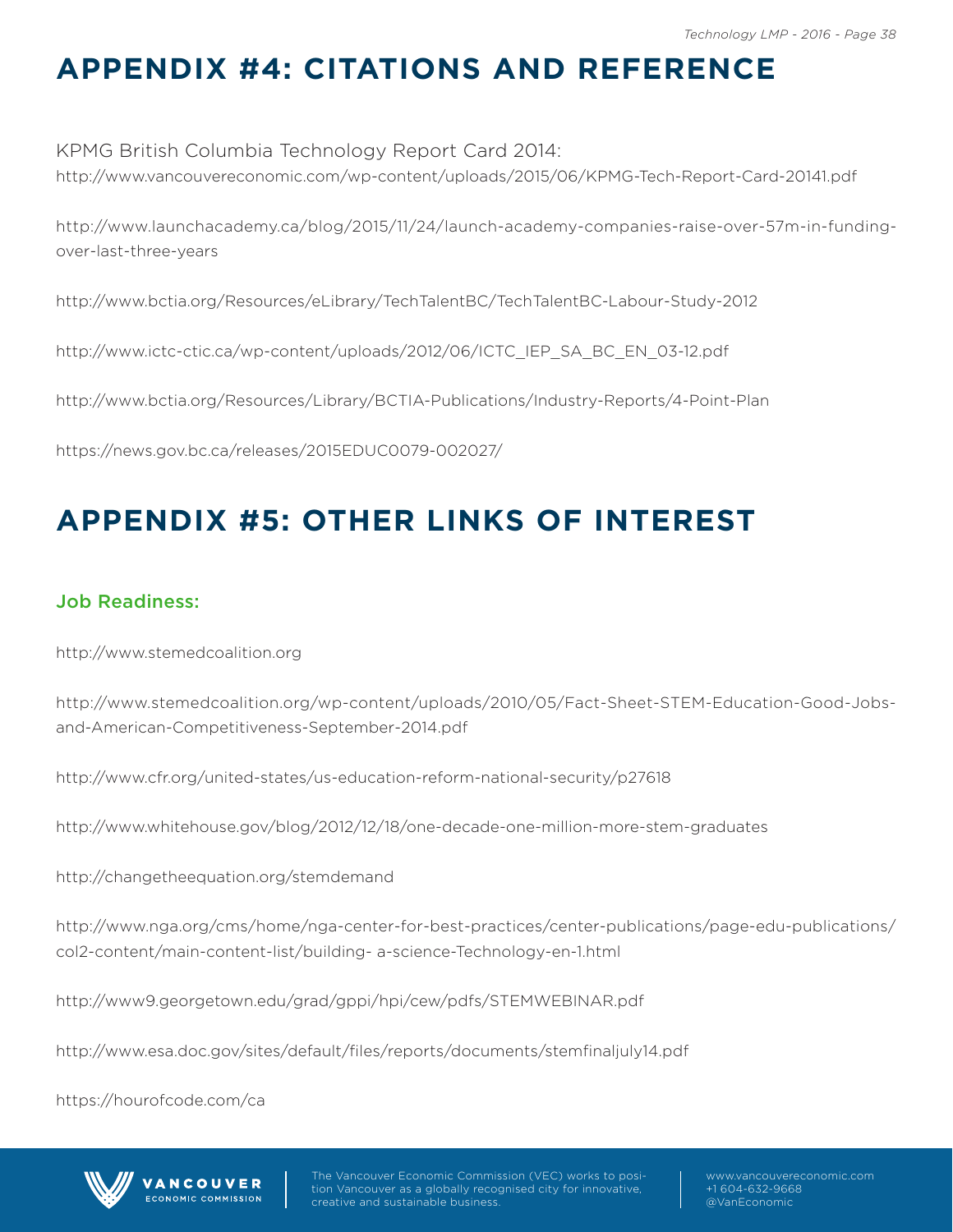# APPENDIX #4: CITATIONS AND REFERENCE

KPMG British Columbia Technology Report Card 2014:
http://www.vancouvereconomic.com/wp-content/uploads/2015/06/KPMG-Tech-Report-Card-20141.pdf

http://www.launchacademy.ca/blog/2015/11/24/launch-academy-companies-raise-over-57m-in-funding-over-last-three-years

http://www.bctia.org/Resources/eLibrary/TechTalentBC/TechTalentBC-Labour-Study-2012

http://www.ictc-ctic.ca/wp-content/uploads/2012/06/ICTC_IEP_SA_BC_EN_03-12.pdf

http://www.bctia.org/Resources/Library/BCTIA-Publications/Industry-Reports/4-Point-Plan

https://news.gov.bc.ca/releases/2015EDUC0079-002027/

# APPENDIX #5: OTHER LINKS OF INTEREST

### Job Readiness:

http://www.stemedcoalition.org

http://www.stemedcoalition.org/wp-content/uploads/2010/05/Fact-Sheet-STEM-Education-Good-Jobs-and-American-Competitiveness-September-2014.pdf

http://www.cfr.org/united-states/us-education-reform-national-security/p27618

http://www.whitehouse.gov/blog/2012/12/18/one-decade-one-million-more-stem-graduates

http://changetheequation.org/stemdemand

http://www.nga.org/cms/home/nga-center-for-best-practices/center-publications/page-edu-publications/col2-content/main-content-list/building- a-science-Technology-en-1.html

http://www9.georgetown.edu/grad/gppi/hpi/cew/pdfs/STEMWEBINAR.pdf

http://www.esa.doc.gov/sites/default/files/reports/documents/stemfinaljuly14.pdf

https://hourofcode.com/ca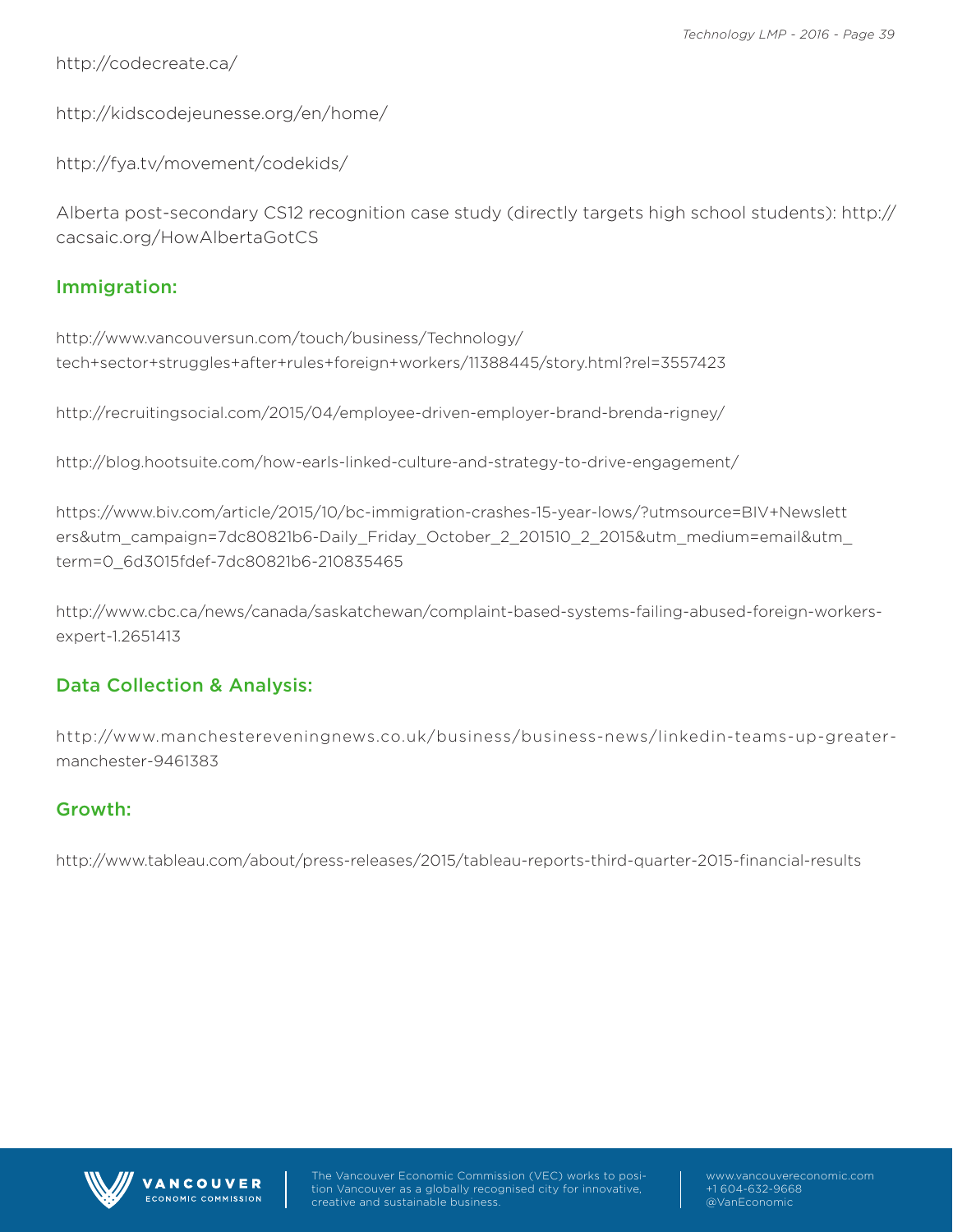http://codecreate.ca/

http://kidscodejeunesse.org/en/home/

http://fya.tv/movement/codekids/

Alberta post-secondary CS12 recognition case study (directly targets high school students): http://cacsaic.org/HowAlbertaGotCS

## Immigration:

http://www.vancouversun.com/touch/business/Technology/tech+sector+struggles+after+rules+foreign+workers/11388445/story.html?rel=3557423

http://recruitingsocial.com/2015/04/employee-driven-employer-brand-brenda-rigney/

http://blog.hootsuite.com/how-earls-linked-culture-and-strategy-to-drive-engagement/

https://www.biv.com/article/2015/10/bc-immigration-crashes-15-year-lows/?utmsource=BIV+Newsletters&utm_campaign=7dc80821b6-Daily_Friday_October_2_201510_2_2015&utm_medium=email&utm_term=0_6d3015fdef-7dc80821b6-210835465

http://www.cbc.ca/news/canada/saskatchewan/complaint-based-systems-failing-abused-foreign-workers-expert-1.2651413

## Data Collection & Analysis:

http://www.manchestereveningnews.co.uk/business/business-news/linkedin-teams-up-greater-manchester-9461383

## Growth:

http://www.tableau.com/about/press-releases/2015/tableau-reports-third-quarter-2015-financial-results